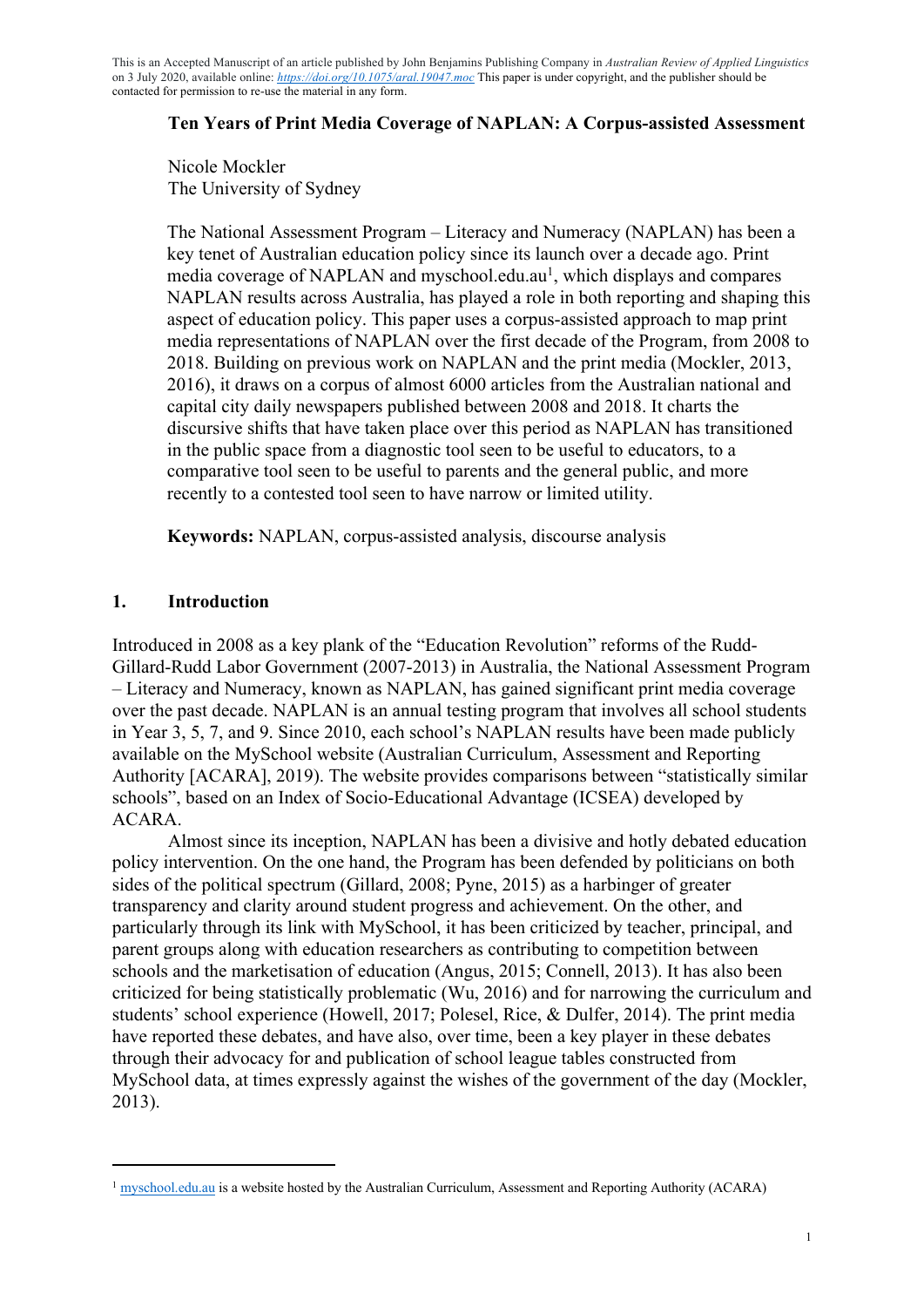This is an Accepted Manuscript of an article published by John Benjamins Publishing Company in *Australian Review of Applied Linguistics* on 3 July 2020, available online: *https://doi.org/10.1075/aral.19047.moc* This paper is under copyright, and the publisher should be contacted for permission to re-use the material in any form.

# Ten Years of Print Media Coverage of NAPLAN: A Corpus-assisted Assessment

Nicole Mockler
The University of Sydney

The National Assessment Program – Literacy and Numeracy (NAPLAN) has been a key tenet of Australian education policy since its launch over a decade ago. Print media coverage of NAPLAN and myschool.edu.au[1], which displays and compares NAPLAN results across Australia, has played a role in both reporting and shaping this aspect of education policy. This paper uses a corpus-assisted approach to map print media representations of NAPLAN over the first decade of the Program, from 2008 to 2018. Building on previous work on NAPLAN and the print media (Mockler, 2013, 2016), it draws on a corpus of almost 6000 articles from the Australian national and capital city daily newspapers published between 2008 and 2018. It charts the discursive shifts that have taken place over this period as NAPLAN has transitioned in the public space from a diagnostic tool seen to be useful to educators, to a comparative tool seen to be useful to parents and the general public, and more recently to a contested tool seen to have narrow or limited utility.

**Keywords:** NAPLAN, corpus-assisted analysis, discourse analysis

## 1. Introduction

Introduced in 2008 as a key plank of the "Education Revolution" reforms of the Rudd-Gillard-Rudd Labor Government (2007-2013) in Australia, the National Assessment Program – Literacy and Numeracy, known as NAPLAN, has gained significant print media coverage over the past decade. NAPLAN is an annual testing program that involves all school students in Year 3, 5, 7, and 9. Since 2010, each school's NAPLAN results have been made publicly available on the MySchool website (Australian Curriculum, Assessment and Reporting Authority [ACARA], 2019). The website provides comparisons between "statistically similar schools", based on an Index of Socio-Educational Advantage (ICSEA) developed by ACARA.

Almost since its inception, NAPLAN has been a divisive and hotly debated education policy intervention. On the one hand, the Program has been defended by politicians on both sides of the political spectrum (Gillard, 2008; Pyne, 2015) as a harbinger of greater transparency and clarity around student progress and achievement. On the other, and particularly through its link with MySchool, it has been criticized by teacher, principal, and parent groups along with education researchers as contributing to competition between schools and the marketisation of education (Angus, 2015; Connell, 2013). It has also been criticized for being statistically problematic (Wu, 2016) and for narrowing the curriculum and students' school experience (Howell, 2017; Polesel, Rice, & Dulfer, 2014). The print media have reported these debates, and have also, over time, been a key player in these debates through their advocacy for and publication of school league tables constructed from MySchool data, at times expressly against the wishes of the government of the day (Mockler, 2013).

[1] myschool.edu.au is a website hosted by the Australian Curriculum, Assessment and Reporting Authority (ACARA)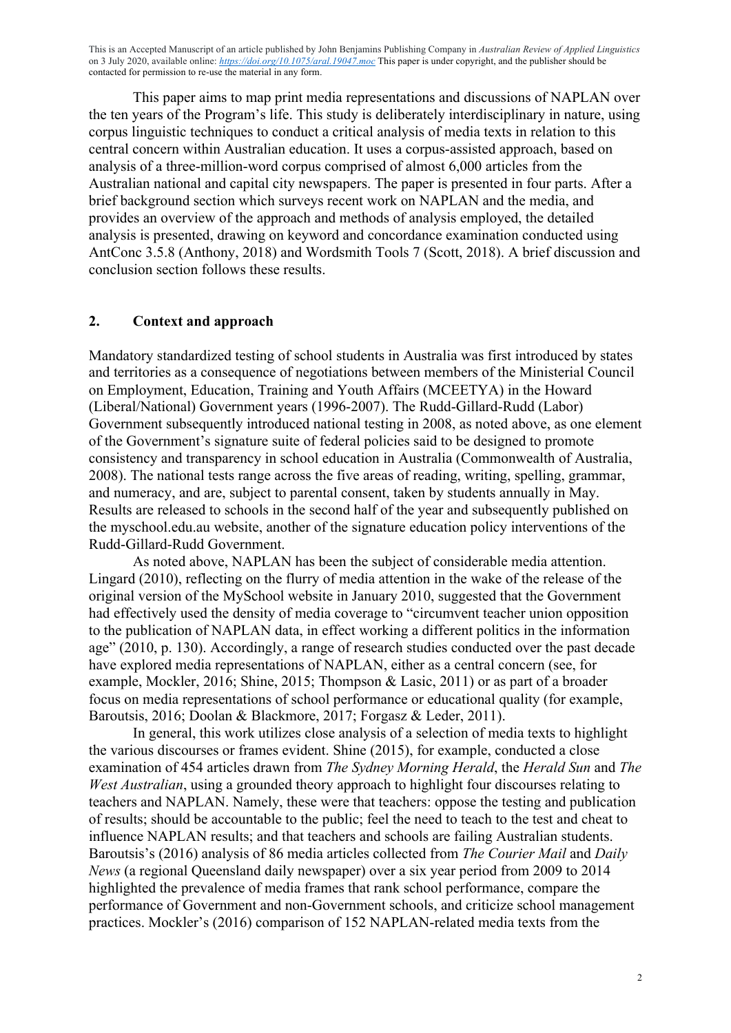This paper aims to map print media representations and discussions of NAPLAN over the ten years of the Program's life. This study is deliberately interdisciplinary in nature, using corpus linguistic techniques to conduct a critical analysis of media texts in relation to this central concern within Australian education. It uses a corpus-assisted approach, based on analysis of a three-million-word corpus comprised of almost 6,000 articles from the Australian national and capital city newspapers. The paper is presented in four parts. After a brief background section which surveys recent work on NAPLAN and the media, and provides an overview of the approach and methods of analysis employed, the detailed analysis is presented, drawing on keyword and concordance examination conducted using AntConc 3.5.8 (Anthony, 2018) and Wordsmith Tools 7 (Scott, 2018). A brief discussion and conclusion section follows these results.

## 2. Context and approach

Mandatory standardized testing of school students in Australia was first introduced by states and territories as a consequence of negotiations between members of the Ministerial Council on Employment, Education, Training and Youth Affairs (MCEETYA) in the Howard (Liberal/National) Government years (1996-2007). The Rudd-Gillard-Rudd (Labor) Government subsequently introduced national testing in 2008, as noted above, as one element of the Government's signature suite of federal policies said to be designed to promote consistency and transparency in school education in Australia (Commonwealth of Australia, 2008). The national tests range across the five areas of reading, writing, spelling, grammar, and numeracy, and are, subject to parental consent, taken by students annually in May. Results are released to schools in the second half of the year and subsequently published on the myschool.edu.au website, another of the signature education policy interventions of the Rudd-Gillard-Rudd Government.

As noted above, NAPLAN has been the subject of considerable media attention. Lingard (2010), reflecting on the flurry of media attention in the wake of the release of the original version of the MySchool website in January 2010, suggested that the Government had effectively used the density of media coverage to "circumvent teacher union opposition to the publication of NAPLAN data, in effect working a different politics in the information age" (2010, p. 130). Accordingly, a range of research studies conducted over the past decade have explored media representations of NAPLAN, either as a central concern (see, for example, Mockler, 2016; Shine, 2015; Thompson & Lasic, 2011) or as part of a broader focus on media representations of school performance or educational quality (for example, Baroutsis, 2016; Doolan & Blackmore, 2017; Forgasz & Leder, 2011).

In general, this work utilizes close analysis of a selection of media texts to highlight the various discourses or frames evident. Shine (2015), for example, conducted a close examination of 454 articles drawn from *The Sydney Morning Herald*, the *Herald Sun* and *The West Australian*, using a grounded theory approach to highlight four discourses relating to teachers and NAPLAN. Namely, these were that teachers: oppose the testing and publication of results; should be accountable to the public; feel the need to teach to the test and cheat to influence NAPLAN results; and that teachers and schools are failing Australian students. Baroutsis's (2016) analysis of 86 media articles collected from *The Courier Mail* and *Daily News* (a regional Queensland daily newspaper) over a six year period from 2009 to 2014 highlighted the prevalence of media frames that rank school performance, compare the performance of Government and non-Government schools, and criticize school management practices. Mockler's (2016) comparison of 152 NAPLAN-related media texts from the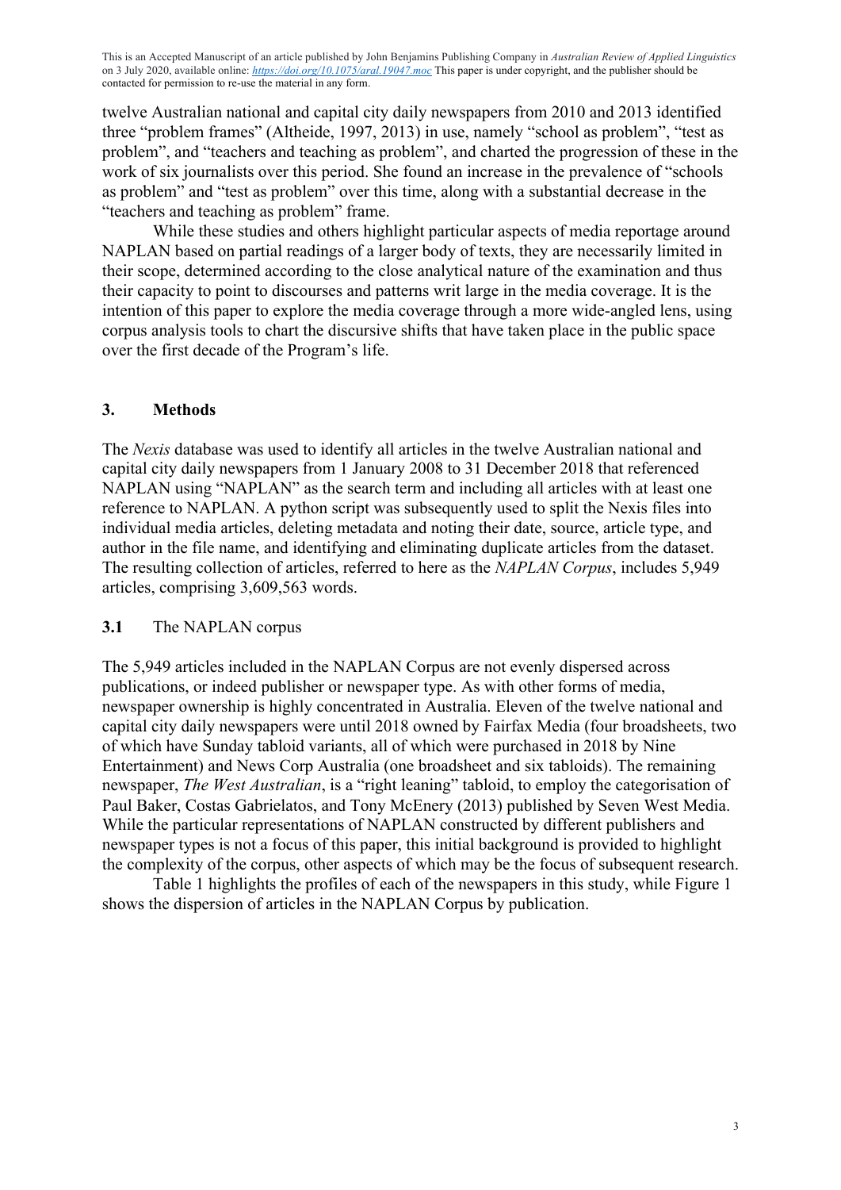twelve Australian national and capital city daily newspapers from 2010 and 2013 identified three "problem frames" (Altheide, 1997, 2013) in use, namely "school as problem", "test as problem", and "teachers and teaching as problem", and charted the progression of these in the work of six journalists over this period. She found an increase in the prevalence of "schools as problem" and "test as problem" over this time, along with a substantial decrease in the "teachers and teaching as problem" frame.

While these studies and others highlight particular aspects of media reportage around NAPLAN based on partial readings of a larger body of texts, they are necessarily limited in their scope, determined according to the close analytical nature of the examination and thus their capacity to point to discourses and patterns writ large in the media coverage. It is the intention of this paper to explore the media coverage through a more wide-angled lens, using corpus analysis tools to chart the discursive shifts that have taken place in the public space over the first decade of the Program's life.

## 3. Methods

The *Nexis* database was used to identify all articles in the twelve Australian national and capital city daily newspapers from 1 January 2008 to 31 December 2018 that referenced NAPLAN using "NAPLAN" as the search term and including all articles with at least one reference to NAPLAN. A python script was subsequently used to split the Nexis files into individual media articles, deleting metadata and noting their date, source, article type, and author in the file name, and identifying and eliminating duplicate articles from the dataset. The resulting collection of articles, referred to here as the *NAPLAN Corpus*, includes 5,949 articles, comprising 3,609,563 words.

### 3.1 The NAPLAN corpus

The 5,949 articles included in the NAPLAN Corpus are not evenly dispersed across publications, or indeed publisher or newspaper type. As with other forms of media, newspaper ownership is highly concentrated in Australia. Eleven of the twelve national and capital city daily newspapers were until 2018 owned by Fairfax Media (four broadsheets, two of which have Sunday tabloid variants, all of which were purchased in 2018 by Nine Entertainment) and News Corp Australia (one broadsheet and six tabloids). The remaining newspaper, *The West Australian*, is a "right leaning" tabloid, to employ the categorisation of Paul Baker, Costas Gabrielatos, and Tony McEnery (2013) published by Seven West Media. While the particular representations of NAPLAN constructed by different publishers and newspaper types is not a focus of this paper, this initial background is provided to highlight the complexity of the corpus, other aspects of which may be the focus of subsequent research.

Table 1 highlights the profiles of each of the newspapers in this study, while Figure 1 shows the dispersion of articles in the NAPLAN Corpus by publication.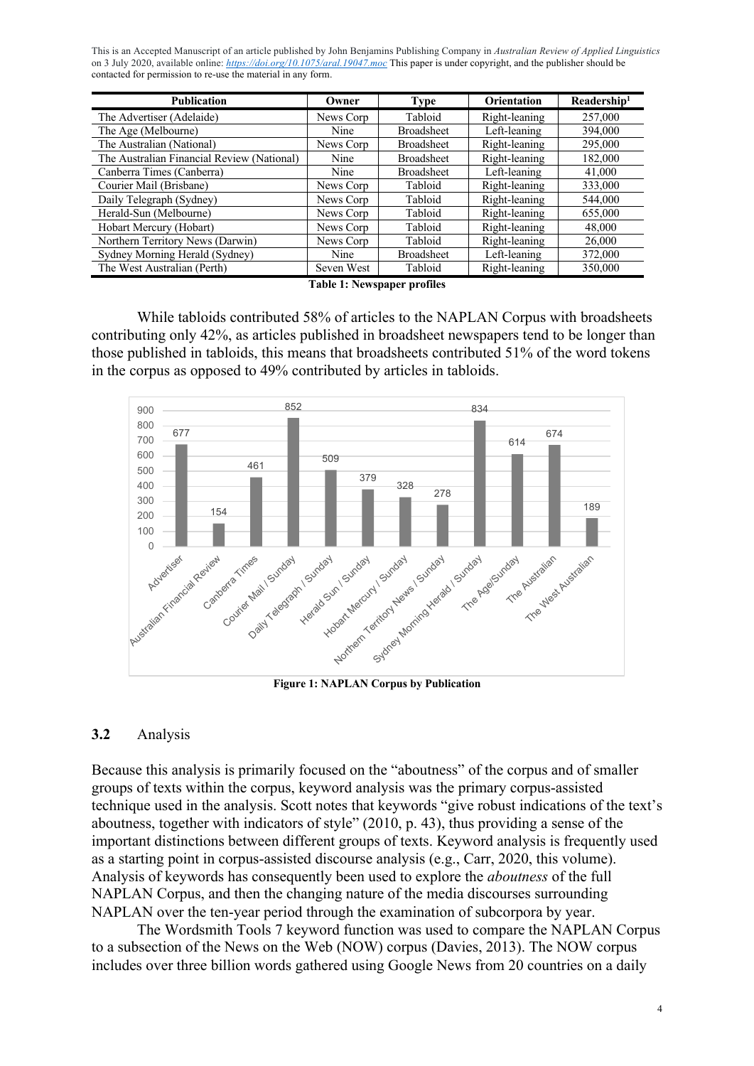| Publication | Owner | Type | Orientation | Readership[1] |
|---|---|---|---|---|
| The Advertiser (Adelaide) | News Corp | Tabloid | Right-leaning | 257,000 |
| The Age (Melbourne) | Nine | Broadsheet | Left-leaning | 394,000 |
| The Australian (National) | News Corp | Broadsheet | Right-leaning | 295,000 |
| The Australian Financial Review (National) | Nine | Broadsheet | Right-leaning | 182,000 |
| Canberra Times (Canberra) | Nine | Broadsheet | Left-leaning | 41,000 |
| Courier Mail (Brisbane) | News Corp | Tabloid | Right-leaning | 333,000 |
| Daily Telegraph (Sydney) | News Corp | Tabloid | Right-leaning | 544,000 |
| Herald-Sun (Melbourne) | News Corp | Tabloid | Right-leaning | 655,000 |
| Hobart Mercury (Hobart) | News Corp | Tabloid | Right-leaning | 48,000 |
| Northern Territory News (Darwin) | News Corp | Tabloid | Right-leaning | 26,000 |
| Sydney Morning Herald (Sydney) | Nine | Broadsheet | Left-leaning | 372,000 |
| The West Australian (Perth) | Seven West | Tabloid | Right-leaning | 350,000 |

**Table 1: Newspaper profiles**

While tabloids contributed 58% of articles to the NAPLAN Corpus with broadsheets contributing only 42%, as articles published in broadsheet newspapers tend to be longer than those published in tabloids, this means that broadsheets contributed 51% of the word tokens in the corpus as opposed to 49% contributed by articles in tabloids.

**Figure 1: NAPLAN Corpus by Publication**

## 3.2 Analysis

Because this analysis is primarily focused on the "aboutness" of the corpus and of smaller groups of texts within the corpus, keyword analysis was the primary corpus-assisted technique used in the analysis. Scott notes that keywords "give robust indications of the text's aboutness, together with indicators of style" (2010, p. 43), thus providing a sense of the important distinctions between different groups of texts. Keyword analysis is frequently used as a starting point in corpus-assisted discourse analysis (e.g., Carr, 2020, this volume). Analysis of keywords has consequently been used to explore the *aboutness* of the full NAPLAN Corpus, and then the changing nature of the media discourses surrounding NAPLAN over the ten-year period through the examination of subcorpora by year.

The Wordsmith Tools 7 keyword function was used to compare the NAPLAN Corpus to a subsection of the News on the Web (NOW) corpus (Davies, 2013). The NOW corpus includes over three billion words gathered using Google News from 20 countries on a daily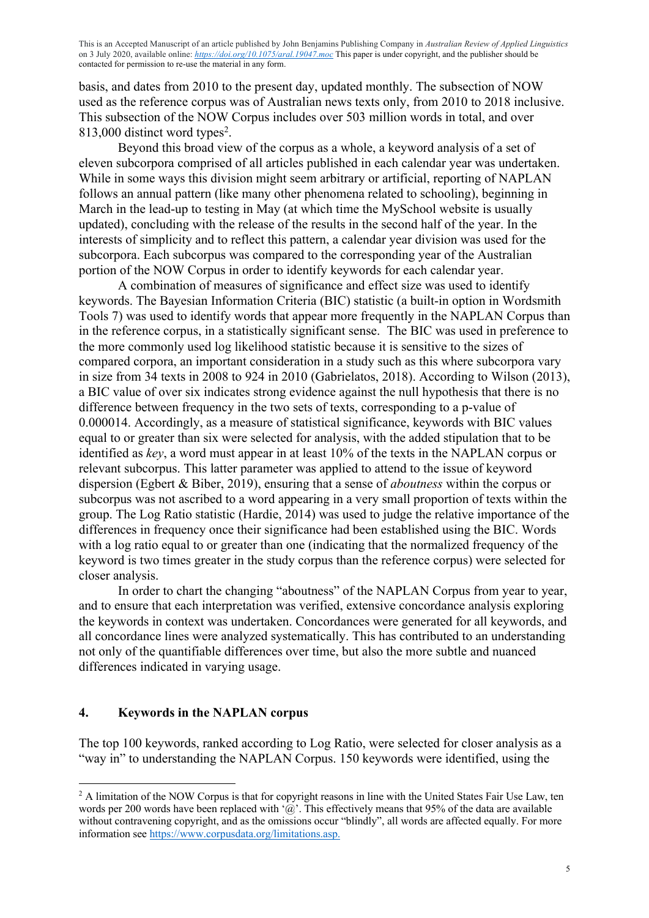basis, and dates from 2010 to the present day, updated monthly. The subsection of NOW used as the reference corpus was of Australian news texts only, from 2010 to 2018 inclusive. This subsection of the NOW Corpus includes over 503 million words in total, and over 813,000 distinct word types[2].

Beyond this broad view of the corpus as a whole, a keyword analysis of a set of eleven subcorpora comprised of all articles published in each calendar year was undertaken. While in some ways this division might seem arbitrary or artificial, reporting of NAPLAN follows an annual pattern (like many other phenomena related to schooling), beginning in March in the lead-up to testing in May (at which time the MySchool website is usually updated), concluding with the release of the results in the second half of the year. In the interests of simplicity and to reflect this pattern, a calendar year division was used for the subcorpora. Each subcorpus was compared to the corresponding year of the Australian portion of the NOW Corpus in order to identify keywords for each calendar year.

A combination of measures of significance and effect size was used to identify keywords. The Bayesian Information Criteria (BIC) statistic (a built-in option in Wordsmith Tools 7) was used to identify words that appear more frequently in the NAPLAN Corpus than in the reference corpus, in a statistically significant sense. The BIC was used in preference to the more commonly used log likelihood statistic because it is sensitive to the sizes of compared corpora, an important consideration in a study such as this where subcorpora vary in size from 34 texts in 2008 to 924 in 2010 (Gabrielatos, 2018). According to Wilson (2013), a BIC value of over six indicates strong evidence against the null hypothesis that there is no difference between frequency in the two sets of texts, corresponding to a p-value of 0.000014. Accordingly, as a measure of statistical significance, keywords with BIC values equal to or greater than six were selected for analysis, with the added stipulation that to be identified as *key*, a word must appear in at least 10% of the texts in the NAPLAN corpus or relevant subcorpus. This latter parameter was applied to attend to the issue of keyword dispersion (Egbert & Biber, 2019), ensuring that a sense of *aboutness* within the corpus or subcorpus was not ascribed to a word appearing in a very small proportion of texts within the group. The Log Ratio statistic (Hardie, 2014) was used to judge the relative importance of the differences in frequency once their significance had been established using the BIC. Words with a log ratio equal to or greater than one (indicating that the normalized frequency of the keyword is two times greater in the study corpus than the reference corpus) were selected for closer analysis.

In order to chart the changing "aboutness" of the NAPLAN Corpus from year to year, and to ensure that each interpretation was verified, extensive concordance analysis exploring the keywords in context was undertaken. Concordances were generated for all keywords, and all concordance lines were analyzed systematically. This has contributed to an understanding not only of the quantifiable differences over time, but also the more subtle and nuanced differences indicated in varying usage.

## 4. Keywords in the NAPLAN corpus

The top 100 keywords, ranked according to Log Ratio, were selected for closer analysis as a "way in" to understanding the NAPLAN Corpus. 150 keywords were identified, using the

---

[2] A limitation of the NOW Corpus is that for copyright reasons in line with the United States Fair Use Law, ten words per 200 words have been replaced with '@'. This effectively means that 95% of the data are available without contravening copyright, and as the omissions occur "blindly", all words are affected equally. For more information see https://www.corpusdata.org/limitations.asp.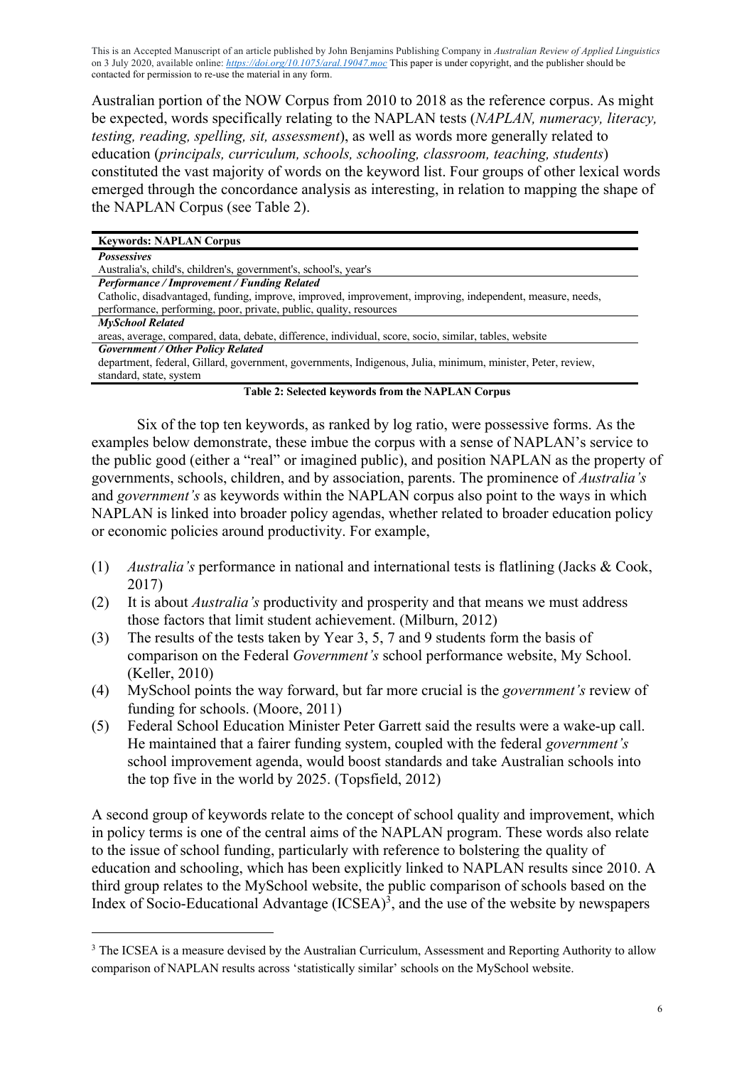Australian portion of the NOW Corpus from 2010 to 2018 as the reference corpus. As might be expected, words specifically relating to the NAPLAN tests (*NAPLAN, numeracy, literacy, testing, reading, spelling, sit, assessment*), as well as words more generally related to education (*principals, curriculum, schools, schooling, classroom, teaching, students*) constituted the vast majority of words on the keyword list. Four groups of other lexical words emerged through the concordance analysis as interesting, in relation to mapping the shape of the NAPLAN Corpus (see Table 2).

| **Keywords: NAPLAN Corpus** |
| --- |
| ***Possessives*** |
| Australia's, child's, children's, government's, school's, year's |
| ***Performance / Improvement / Funding Related*** |
| Catholic, disadvantaged, funding, improve, improved, improvement, improving, independent, measure, needs, performance, performing, poor, private, public, quality, resources |
| ***MySchool Related*** |
| areas, average, compared, data, debate, difference, individual, score, socio, similar, tables, website |
| ***Government / Other Policy Related*** |
| department, federal, Gillard, government, governments, Indigenous, Julia, minimum, minister, Peter, review, standard, state, system |

**Table 2: Selected keywords from the NAPLAN Corpus**

Six of the top ten keywords, as ranked by log ratio, were possessive forms. As the examples below demonstrate, these imbue the corpus with a sense of NAPLAN's service to the public good (either a "real" or imagined public), and position NAPLAN as the property of governments, schools, children, and by association, parents. The prominence of *Australia's* and *government's* as keywords within the NAPLAN corpus also point to the ways in which NAPLAN is linked into broader policy agendas, whether related to broader education policy or economic policies around productivity. For example,

(1) *Australia's* performance in national and international tests is flatlining (Jacks & Cook, 2017)
(2) It is about *Australia's* productivity and prosperity and that means we must address those factors that limit student achievement. (Milburn, 2012)
(3) The results of the tests taken by Year 3, 5, 7 and 9 students form the basis of comparison on the Federal *Government's* school performance website, My School. (Keller, 2010)
(4) MySchool points the way forward, but far more crucial is the *government's* review of funding for schools. (Moore, 2011)
(5) Federal School Education Minister Peter Garrett said the results were a wake-up call. He maintained that a fairer funding system, coupled with the federal *government's* school improvement agenda, would boost standards and take Australian schools into the top five in the world by 2025. (Topsfield, 2012)

A second group of keywords relate to the concept of school quality and improvement, which in policy terms is one of the central aims of the NAPLAN program. These words also relate to the issue of school funding, particularly with reference to bolstering the quality of education and schooling, which has been explicitly linked to NAPLAN results since 2010. A third group relates to the MySchool website, the public comparison of schools based on the Index of Socio-Educational Advantage (ICSEA)[3], and the use of the website by newspapers

[3] The ICSEA is a measure devised by the Australian Curriculum, Assessment and Reporting Authority to allow comparison of NAPLAN results across 'statistically similar' schools on the MySchool website.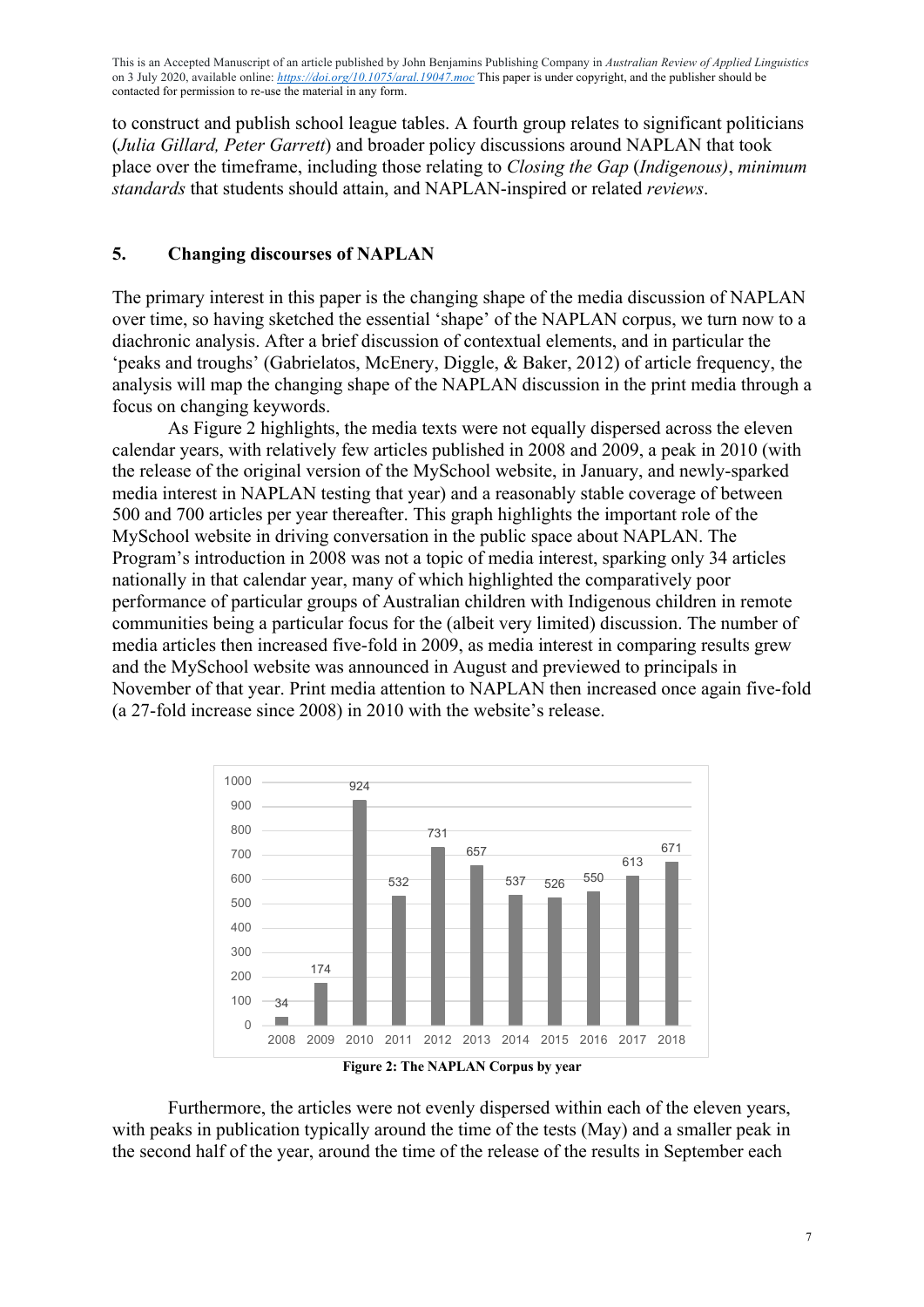to construct and publish school league tables. A fourth group relates to significant politicians (*Julia Gillard, Peter Garrett*) and broader policy discussions around NAPLAN that took place over the timeframe, including those relating to *Closing the Gap* (*Indigenous*), *minimum standards* that students should attain, and NAPLAN-inspired or related *reviews*.

## 5. Changing discourses of NAPLAN

The primary interest in this paper is the changing shape of the media discussion of NAPLAN over time, so having sketched the essential 'shape' of the NAPLAN corpus, we turn now to a diachronic analysis. After a brief discussion of contextual elements, and in particular the 'peaks and troughs' (Gabrielatos, McEnery, Diggle, & Baker, 2012) of article frequency, the analysis will map the changing shape of the NAPLAN discussion in the print media through a focus on changing keywords.

As Figure 2 highlights, the media texts were not equally dispersed across the eleven calendar years, with relatively few articles published in 2008 and 2009, a peak in 2010 (with the release of the original version of the MySchool website, in January, and newly-sparked media interest in NAPLAN testing that year) and a reasonably stable coverage of between 500 and 700 articles per year thereafter. This graph highlights the important role of the MySchool website in driving conversation in the public space about NAPLAN. The Program's introduction in 2008 was not a topic of media interest, sparking only 34 articles nationally in that calendar year, many of which highlighted the comparatively poor performance of particular groups of Australian children with Indigenous children in remote communities being a particular focus for the (albeit very limited) discussion. The number of media articles then increased five-fold in 2009, as media interest in comparing results grew and the MySchool website was announced in August and previewed to principals in November of that year. Print media attention to NAPLAN then increased once again five-fold (a 27-fold increase since 2008) in 2010 with the website's release.

| Year | 2008 | 2009 | 2010 | 2011 | 2012 | 2013 | 2014 | 2015 | 2016 | 2017 | 2018 |
|---|---|---|---|---|---|---|---|---|---|---|---|
| Articles | 34 | 174 | 924 | 532 | 731 | 657 | 537 | 526 | 550 | 613 | 671 |

**Figure 2: The NAPLAN Corpus by year**

Furthermore, the articles were not evenly dispersed within each of the eleven years, with peaks in publication typically around the time of the tests (May) and a smaller peak in the second half of the year, around the time of the release of the results in September each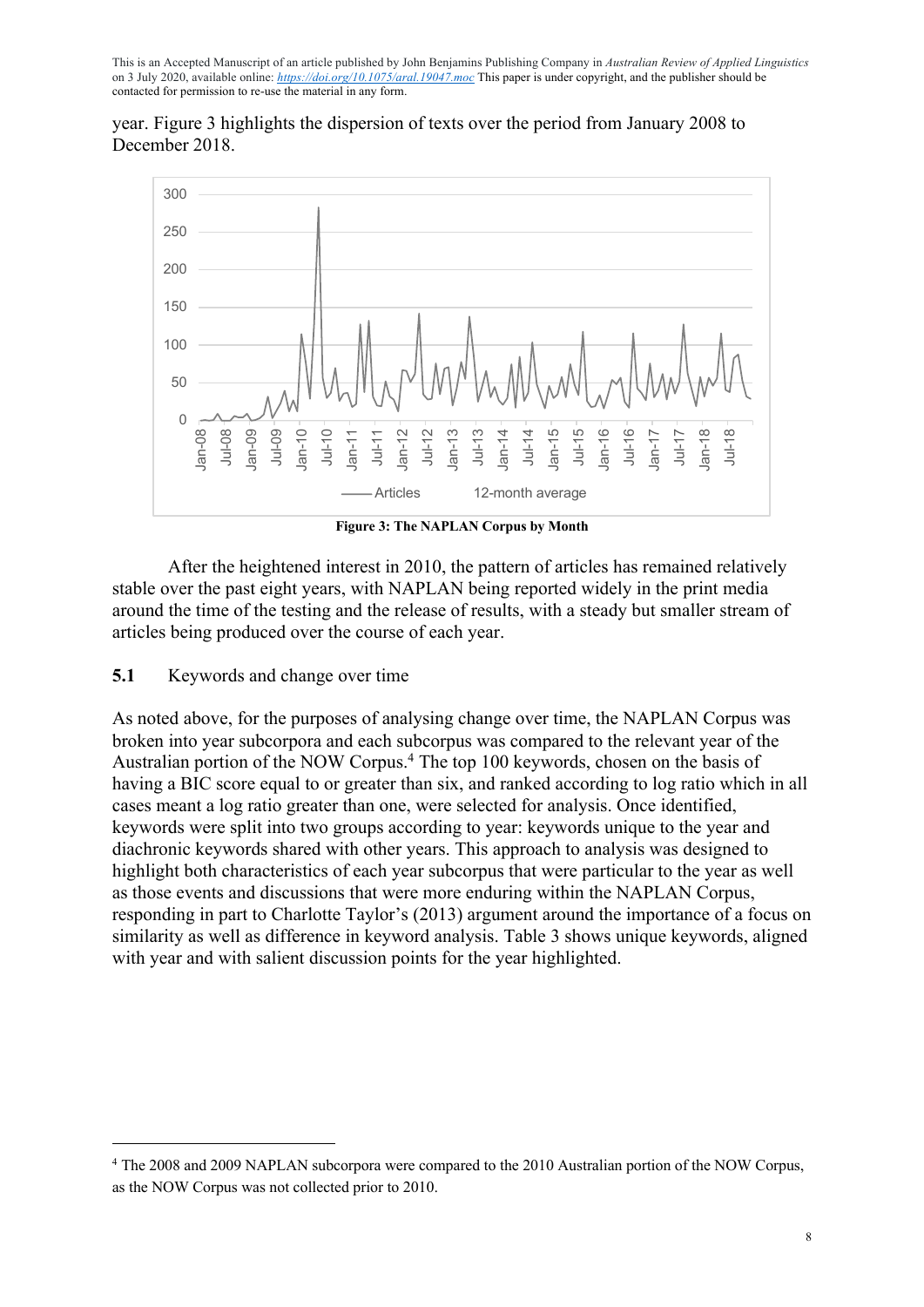year. Figure 3 highlights the dispersion of texts over the period from January 2008 to December 2018.

**Figure 3: The NAPLAN Corpus by Month**

After the heightened interest in 2010, the pattern of articles has remained relatively stable over the past eight years, with NAPLAN being reported widely in the print media around the time of the testing and the release of results, with a steady but smaller stream of articles being produced over the course of each year.

## 5.1 Keywords and change over time

As noted above, for the purposes of analysing change over time, the NAPLAN Corpus was broken into year subcorpora and each subcorpus was compared to the relevant year of the Australian portion of the NOW Corpus.[4] The top 100 keywords, chosen on the basis of having a BIC score equal to or greater than six, and ranked according to log ratio which in all cases meant a log ratio greater than one, were selected for analysis. Once identified, keywords were split into two groups according to year: keywords unique to the year and diachronic keywords shared with other years. This approach to analysis was designed to highlight both characteristics of each year subcorpus that were particular to the year as well as those events and discussions that were more enduring within the NAPLAN Corpus, responding in part to Charlotte Taylor's (2013) argument around the importance of a focus on similarity as well as difference in keyword analysis. Table 3 shows unique keywords, aligned with year and with salient discussion points for the year highlighted.

[4] The 2008 and 2009 NAPLAN subcorpora were compared to the 2010 Australian portion of the NOW Corpus, as the NOW Corpus was not collected prior to 2010.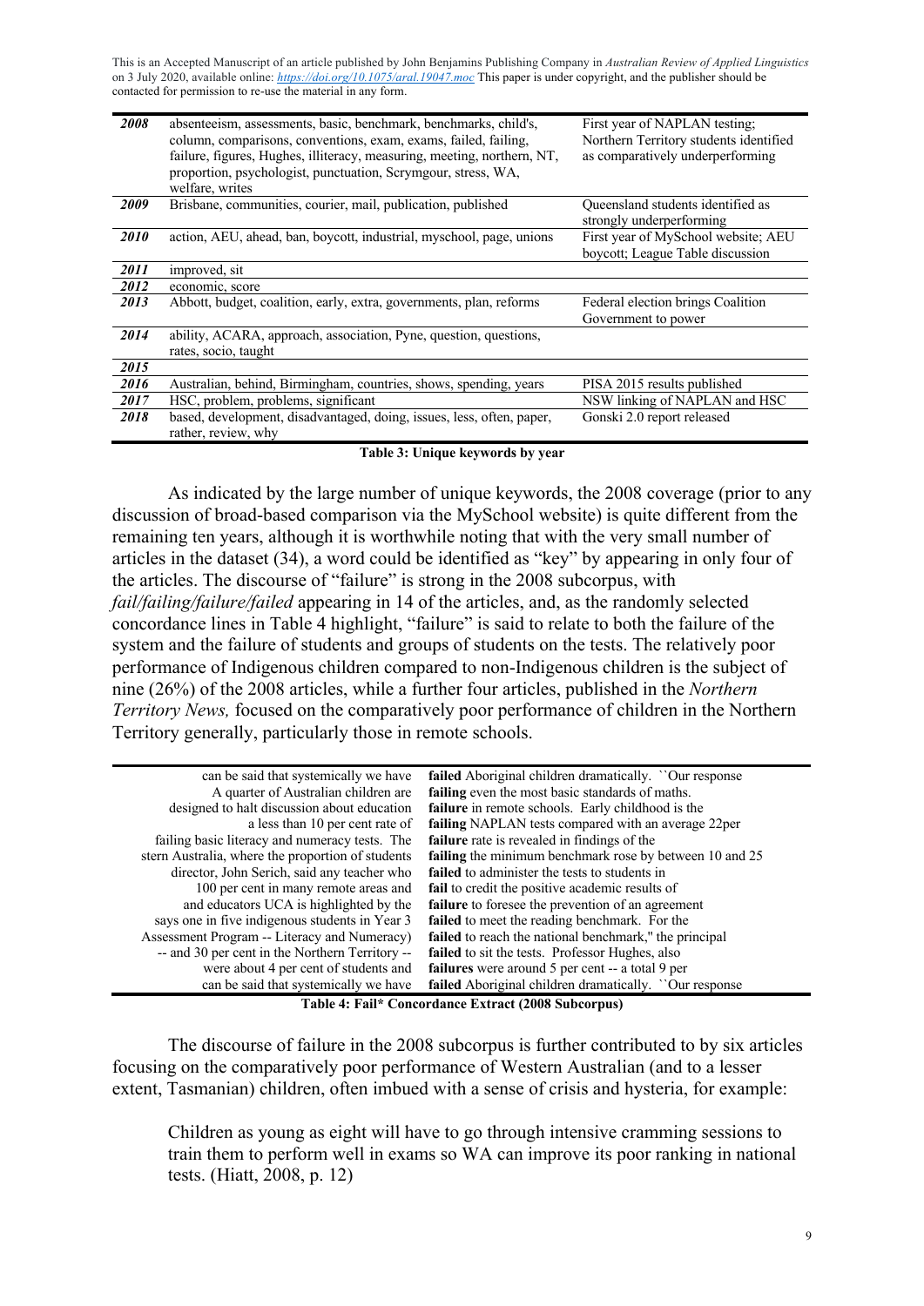| | | |
|---|---|---|
| ***2008*** | absenteeism, assessments, basic, benchmark, benchmarks, child's, column, comparisons, conventions, exam, exams, failed, failing, failure, figures, Hughes, illiteracy, measuring, meeting, northern, NT, proportion, psychologist, punctuation, Scrymgour, stress, WA, welfare, writes | First year of NAPLAN testing; Northern Territory students identified as comparatively underperforming |
| ***2009*** | Brisbane, communities, courier, mail, publication, published | Queensland students identified as strongly underperforming |
| ***2010*** | action, AEU, ahead, ban, boycott, industrial, myschool, page, unions | First year of MySchool website; AEU boycott; League Table discussion |
| ***2011*** | improved, sit | |
| ***2012*** | economic, score | |
| ***2013*** | Abbott, budget, coalition, early, extra, governments, plan, reforms | Federal election brings Coalition Government to power |
| ***2014*** | ability, ACARA, approach, association, Pyne, question, questions, rates, socio, taught | |
| ***2015*** | | |
| ***2016*** | Australian, behind, Birmingham, countries, shows, spending, years | PISA 2015 results published |
| ***2017*** | HSC, problem, problems, significant | NSW linking of NAPLAN and HSC |
| ***2018*** | based, development, disadvantaged, doing, issues, less, often, paper, rather, review, why | Gonski 2.0 report released |

**Table 3: Unique keywords by year**

As indicated by the large number of unique keywords, the 2008 coverage (prior to any discussion of broad-based comparison via the MySchool website) is quite different from the remaining ten years, although it is worthwhile noting that with the very small number of articles in the dataset (34), a word could be identified as "key" by appearing in only four of the articles. The discourse of "failure" is strong in the 2008 subcorpus, with *fail/failing/failure/failed* appearing in 14 of the articles, and, as the randomly selected concordance lines in Table 4 highlight, "failure" is said to relate to both the failure of the system and the failure of students and groups of students on the tests. The relatively poor performance of Indigenous children compared to non-Indigenous children is the subject of nine (26%) of the 2008 articles, while a further four articles, published in the *Northern Territory News,* focused on the comparatively poor performance of children in the Northern Territory generally, particularly those in remote schools.

| | |
|---:|---|
| can be said that systemically we have | **failed** Aboriginal children dramatically. ``Our response |
| A quarter of Australian children are | **failing** even the most basic standards of maths. |
| designed to halt discussion about education | **failure** in remote schools. Early childhood is the |
| a less than 10 per cent rate of | **failing** NAPLAN tests compared with an average 22per |
| failing basic literacy and numeracy tests. The | **failure** rate is revealed in findings of the |
| stern Australia, where the proportion of students | **failing** the minimum benchmark rose by between 10 and 25 |
| director, John Serich, said any teacher who | **failed** to administer the tests to students in |
| 100 per cent in many remote areas and | **fail** to credit the positive academic results of |
| and educators UCA is highlighted by the | **failure** to foresee the prevention of an agreement |
| says one in five indigenous students in Year 3 | **failed** to meet the reading benchmark. For the |
| Assessment Program -- Literacy and Numeracy) | **failed** to reach the national benchmark," the principal |
| -- and 30 per cent in the Northern Territory -- | **failed** to sit the tests. Professor Hughes, also |
| were about 4 per cent of students and | **failures** were around 5 per cent -- a total 9 per |
| can be said that systemically we have | **failed** Aboriginal children dramatically. ``Our response |

**Table 4: Fail\* Concordance Extract (2008 Subcorpus)**

The discourse of failure in the 2008 subcorpus is further contributed to by six articles focusing on the comparatively poor performance of Western Australian (and to a lesser extent, Tasmanian) children, often imbued with a sense of crisis and hysteria, for example:

> Children as young as eight will have to go through intensive cramming sessions to train them to perform well in exams so WA can improve its poor ranking in national tests. (Hiatt, 2008, p. 12)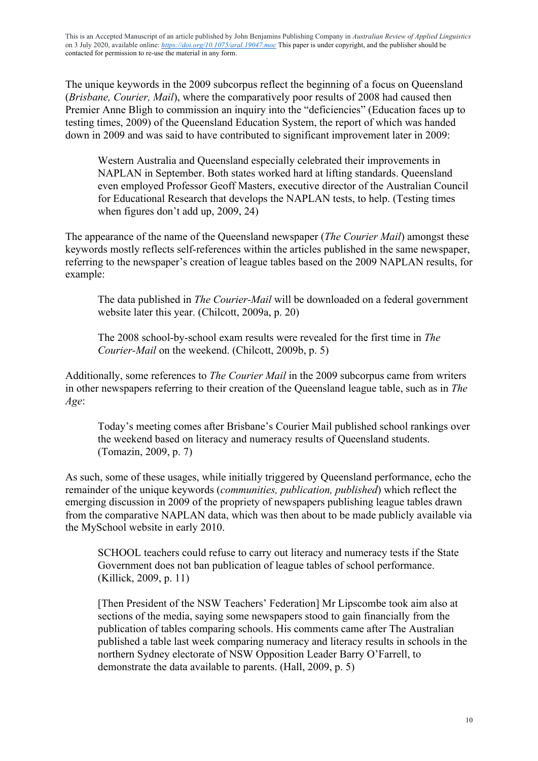The unique keywords in the 2009 subcorpus reflect the beginning of a focus on Queensland (*Brisbane, Courier, Mail*), where the comparatively poor results of 2008 had caused then Premier Anne Bligh to commission an inquiry into the "deficiencies" (Education faces up to testing times, 2009) of the Queensland Education System, the report of which was handed down in 2009 and was said to have contributed to significant improvement later in 2009:

> Western Australia and Queensland especially celebrated their improvements in NAPLAN in September. Both states worked hard at lifting standards. Queensland even employed Professor Geoff Masters, executive director of the Australian Council for Educational Research that develops the NAPLAN tests, to help. (Testing times when figures don't add up, 2009, 24)

The appearance of the name of the Queensland newspaper (*The Courier Mail*) amongst these keywords mostly reflects self-references within the articles published in the same newspaper, referring to the newspaper's creation of league tables based on the 2009 NAPLAN results, for example:

> The data published in *The Courier-Mail* will be downloaded on a federal government website later this year. (Chilcott, 2009a, p. 20)

> The 2008 school-by-school exam results were revealed for the first time in *The Courier-Mail* on the weekend. (Chilcott, 2009b, p. 5)

Additionally, some references to *The Courier Mail* in the 2009 subcorpus came from writers in other newspapers referring to their creation of the Queensland league table, such as in *The Age*:

> Today's meeting comes after Brisbane's Courier Mail published school rankings over the weekend based on literacy and numeracy results of Queensland students. (Tomazin, 2009, p. 7)

As such, some of these usages, while initially triggered by Queensland performance, echo the remainder of the unique keywords (*communities, publication, published*) which reflect the emerging discussion in 2009 of the propriety of newspapers publishing league tables drawn from the comparative NAPLAN data, which was then about to be made publicly available via the MySchool website in early 2010.

> SCHOOL teachers could refuse to carry out literacy and numeracy tests if the State Government does not ban publication of league tables of school performance. (Killick, 2009, p. 11)

> [Then President of the NSW Teachers' Federation] Mr Lipscombe took aim also at sections of the media, saying some newspapers stood to gain financially from the publication of tables comparing schools. His comments came after The Australian published a table last week comparing numeracy and literacy results in schools in the northern Sydney electorate of NSW Opposition Leader Barry O'Farrell, to demonstrate the data available to parents. (Hall, 2009, p. 5)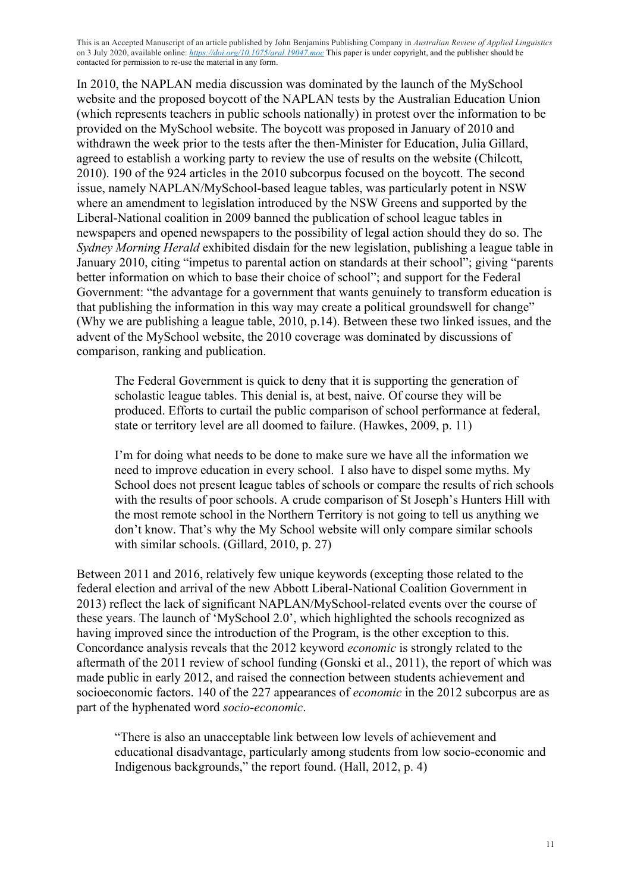In 2010, the NAPLAN media discussion was dominated by the launch of the MySchool website and the proposed boycott of the NAPLAN tests by the Australian Education Union (which represents teachers in public schools nationally) in protest over the information to be provided on the MySchool website. The boycott was proposed in January of 2010 and withdrawn the week prior to the tests after the then-Minister for Education, Julia Gillard, agreed to establish a working party to review the use of results on the website (Chilcott, 2010). 190 of the 924 articles in the 2010 subcorpus focused on the boycott. The second issue, namely NAPLAN/MySchool-based league tables, was particularly potent in NSW where an amendment to legislation introduced by the NSW Greens and supported by the Liberal-National coalition in 2009 banned the publication of school league tables in newspapers and opened newspapers to the possibility of legal action should they do so. The *Sydney Morning Herald* exhibited disdain for the new legislation, publishing a league table in January 2010, citing "impetus to parental action on standards at their school"; giving "parents better information on which to base their choice of school"; and support for the Federal Government: "the advantage for a government that wants genuinely to transform education is that publishing the information in this way may create a political groundswell for change" (Why we are publishing a league table, 2010, p.14). Between these two linked issues, and the advent of the MySchool website, the 2010 coverage was dominated by discussions of comparison, ranking and publication.

> The Federal Government is quick to deny that it is supporting the generation of scholastic league tables. This denial is, at best, naive. Of course they will be produced. Efforts to curtail the public comparison of school performance at federal, state or territory level are all doomed to failure. (Hawkes, 2009, p. 11)

> I'm for doing what needs to be done to make sure we have all the information we need to improve education in every school. I also have to dispel some myths. My School does not present league tables of schools or compare the results of rich schools with the results of poor schools. A crude comparison of St Joseph's Hunters Hill with the most remote school in the Northern Territory is not going to tell us anything we don't know. That's why the My School website will only compare similar schools with similar schools. (Gillard, 2010, p. 27)

Between 2011 and 2016, relatively few unique keywords (excepting those related to the federal election and arrival of the new Abbott Liberal-National Coalition Government in 2013) reflect the lack of significant NAPLAN/MySchool-related events over the course of these years. The launch of 'MySchool 2.0', which highlighted the schools recognized as having improved since the introduction of the Program, is the other exception to this. Concordance analysis reveals that the 2012 keyword *economic* is strongly related to the aftermath of the 2011 review of school funding (Gonski et al., 2011), the report of which was made public in early 2012, and raised the connection between students achievement and socioeconomic factors. 140 of the 227 appearances of *economic* in the 2012 subcorpus are as part of the hyphenated word *socio-economic*.

> "There is also an unacceptable link between low levels of achievement and educational disadvantage, particularly among students from low socio-economic and Indigenous backgrounds," the report found. (Hall, 2012, p. 4)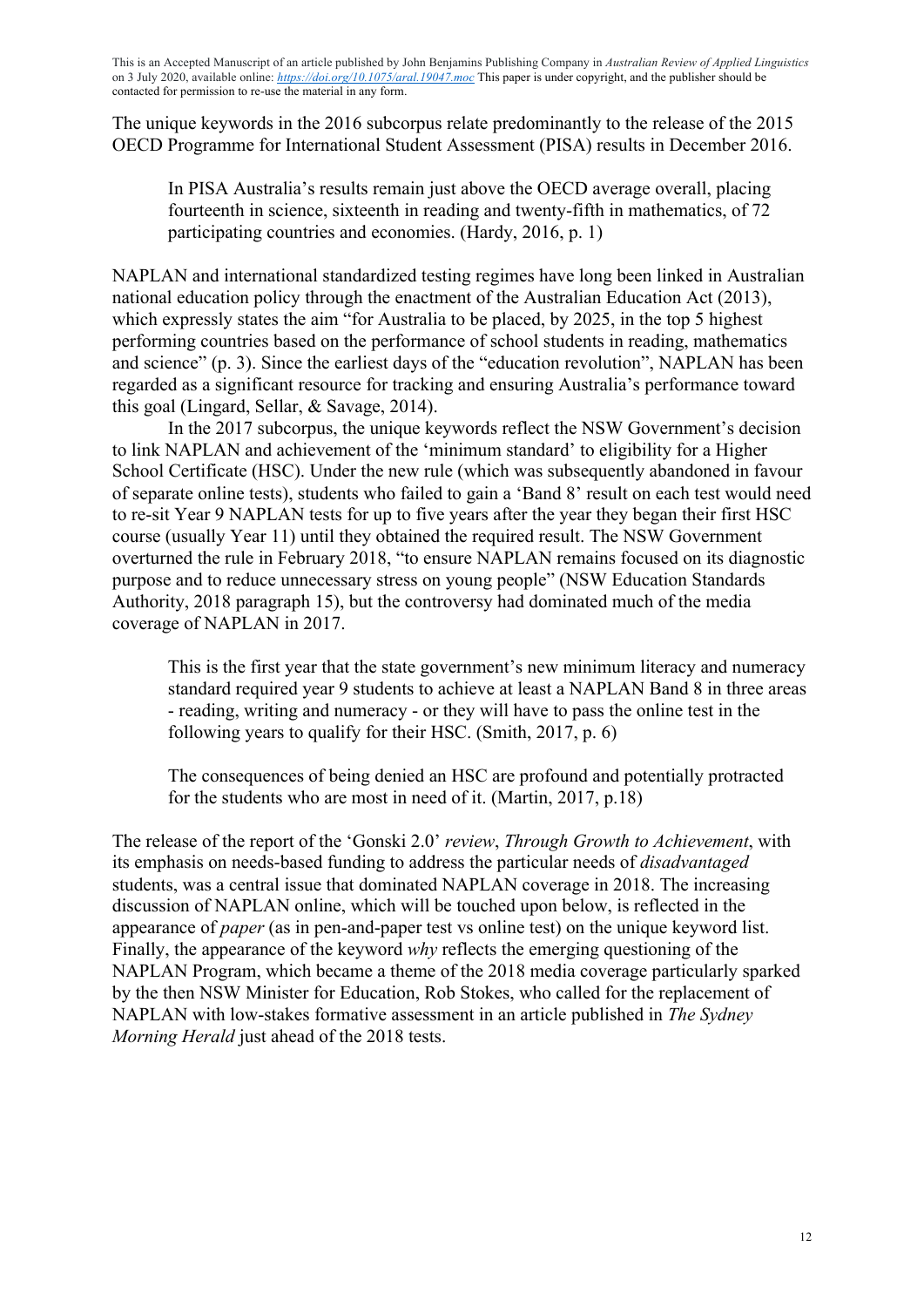The unique keywords in the 2016 subcorpus relate predominantly to the release of the 2015 OECD Programme for International Student Assessment (PISA) results in December 2016.

> In PISA Australia's results remain just above the OECD average overall, placing fourteenth in science, sixteenth in reading and twenty-fifth in mathematics, of 72 participating countries and economies. (Hardy, 2016, p. 1)

NAPLAN and international standardized testing regimes have long been linked in Australian national education policy through the enactment of the Australian Education Act (2013), which expressly states the aim "for Australia to be placed, by 2025, in the top 5 highest performing countries based on the performance of school students in reading, mathematics and science" (p. 3). Since the earliest days of the "education revolution", NAPLAN has been regarded as a significant resource for tracking and ensuring Australia's performance toward this goal (Lingard, Sellar, & Savage, 2014).

In the 2017 subcorpus, the unique keywords reflect the NSW Government's decision to link NAPLAN and achievement of the 'minimum standard' to eligibility for a Higher School Certificate (HSC). Under the new rule (which was subsequently abandoned in favour of separate online tests), students who failed to gain a 'Band 8' result on each test would need to re-sit Year 9 NAPLAN tests for up to five years after the year they began their first HSC course (usually Year 11) until they obtained the required result. The NSW Government overturned the rule in February 2018, "to ensure NAPLAN remains focused on its diagnostic purpose and to reduce unnecessary stress on young people" (NSW Education Standards Authority, 2018 paragraph 15), but the controversy had dominated much of the media coverage of NAPLAN in 2017.

> This is the first year that the state government's new minimum literacy and numeracy standard required year 9 students to achieve at least a NAPLAN Band 8 in three areas - reading, writing and numeracy - or they will have to pass the online test in the following years to qualify for their HSC. (Smith, 2017, p. 6)

> The consequences of being denied an HSC are profound and potentially protracted for the students who are most in need of it. (Martin, 2017, p.18)

The release of the report of the 'Gonski 2.0' *review*, *Through Growth to Achievement*, with its emphasis on needs-based funding to address the particular needs of *disadvantaged* students, was a central issue that dominated NAPLAN coverage in 2018. The increasing discussion of NAPLAN online, which will be touched upon below, is reflected in the appearance of *paper* (as in pen-and-paper test vs online test) on the unique keyword list. Finally, the appearance of the keyword *why* reflects the emerging questioning of the NAPLAN Program, which became a theme of the 2018 media coverage particularly sparked by the then NSW Minister for Education, Rob Stokes, who called for the replacement of NAPLAN with low-stakes formative assessment in an article published in *The Sydney Morning Herald* just ahead of the 2018 tests.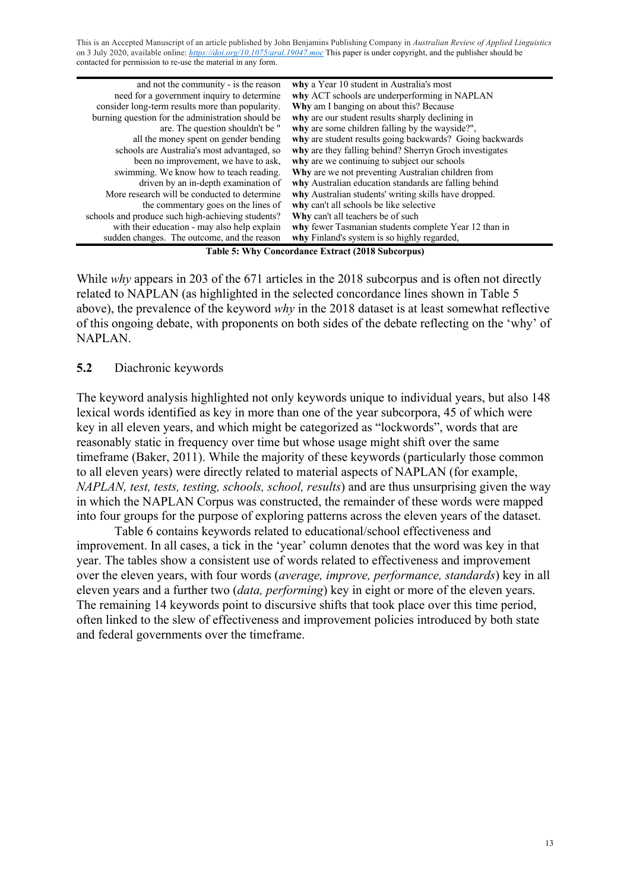This is an Accepted Manuscript of an article published by John Benjamins Publishing Company in *Australian Review of Applied Linguistics* on 3 July 2020, available online: https://doi.org/10.1075/aral.19047.moc This paper is under copyright, and the publisher should be contacted for permission to re-use the material in any form.

| | |
|---|---|
| and not the community - is the reason | **why** a Year 10 student in Australia's most |
| need for a government inquiry to determine | **why** ACT schools are underperforming in NAPLAN |
| consider long-term results more than popularity. | **Why** am I banging on about this? Because |
| burning question for the administration should be | **why** are our student results sharply declining in |
| are. The question shouldn't be " | **why** are some children falling by the wayside?", |
| all the money spent on gender bending | **why** are student results going backwards? Going backwards |
| schools are Australia's most advantaged, so | **why** are they falling behind? Sherryn Groch investigates |
| been no improvement, we have to ask, | **why** are we continuing to subject our schools |
| swimming. We know how to teach reading. | **Why** are we not preventing Australian children from |
| driven by an in-depth examination of | **why** Australian education standards are falling behind |
| More research will be conducted to determine | **why** Australian students' writing skills have dropped. |
| the commentary goes on the lines of | **why** can't all schools be like selective |
| schools and produce such high-achieving students? | **Why** can't all teachers be of such |
| with their education - may also help explain | **why** fewer Tasmanian students complete Year 12 than in |
| sudden changes. The outcome, and the reason | **why** Finland's system is so highly regarded, |

**Table 5: Why Concordance Extract (2018 Subcorpus)**

While *why* appears in 203 of the 671 articles in the 2018 subcorpus and is often not directly related to NAPLAN (as highlighted in the selected concordance lines shown in Table 5 above), the prevalence of the keyword *why* in the 2018 dataset is at least somewhat reflective of this ongoing debate, with proponents on both sides of the debate reflecting on the 'why' of NAPLAN.

## 5.2 Diachronic keywords

The keyword analysis highlighted not only keywords unique to individual years, but also 148 lexical words identified as key in more than one of the year subcorpora, 45 of which were key in all eleven years, and which might be categorized as "lockwords", words that are reasonably static in frequency over time but whose usage might shift over the same timeframe (Baker, 2011). While the majority of these keywords (particularly those common to all eleven years) were directly related to material aspects of NAPLAN (for example, *NAPLAN, test, tests, testing, schools, school, results*) and are thus unsurprising given the way in which the NAPLAN Corpus was constructed, the remainder of these words were mapped into four groups for the purpose of exploring patterns across the eleven years of the dataset.

Table 6 contains keywords related to educational/school effectiveness and improvement. In all cases, a tick in the 'year' column denotes that the word was key in that year. The tables show a consistent use of words related to effectiveness and improvement over the eleven years, with four words (*average, improve, performance, standards*) key in all eleven years and a further two (*data, performing*) key in eight or more of the eleven years. The remaining 14 keywords point to discursive shifts that took place over this time period, often linked to the slew of effectiveness and improvement policies introduced by both state and federal governments over the timeframe.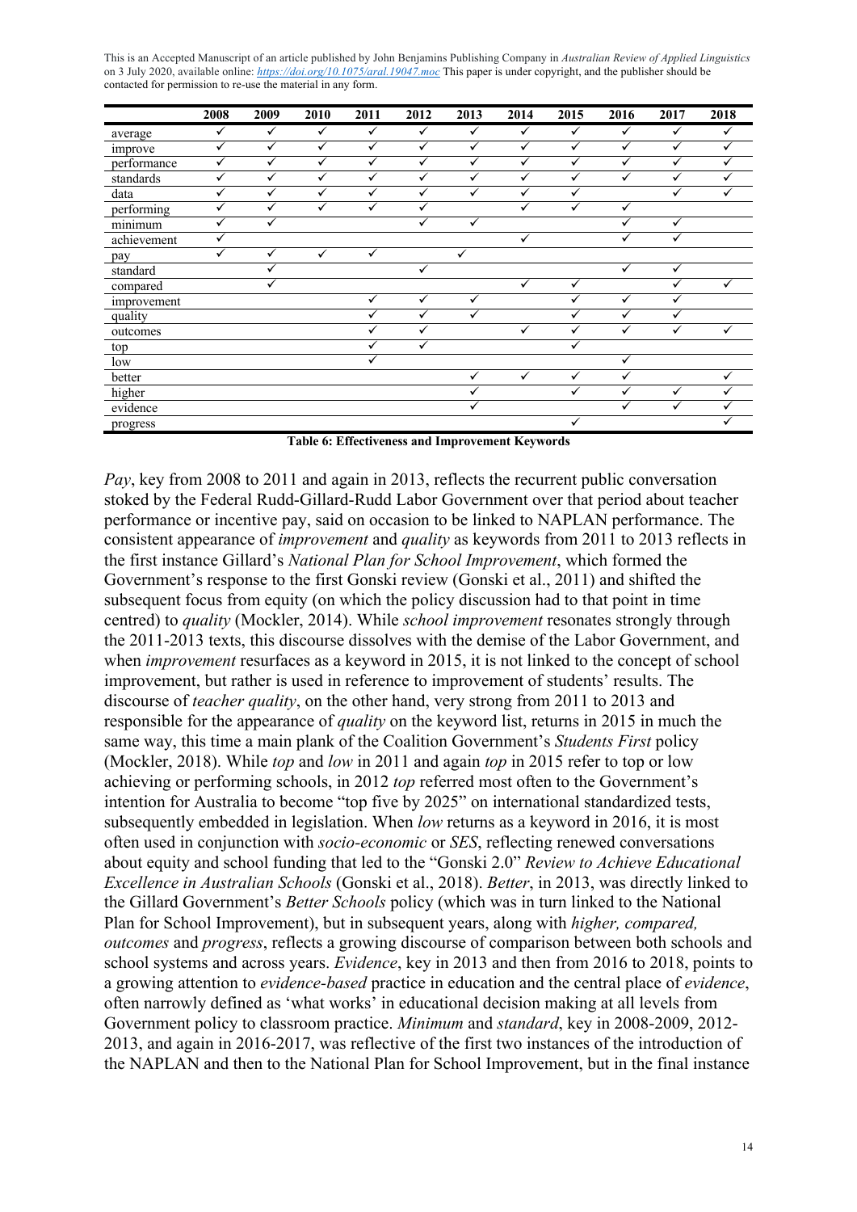| | 2008 | 2009 | 2010 | 2011 | 2012 | 2013 | 2014 | 2015 | 2016 | 2017 | 2018 |
|---|---|---|---|---|---|---|---|---|---|---|---|
| average | ✓ | ✓ | ✓ | ✓ | ✓ | ✓ | ✓ | ✓ | ✓ | ✓ | ✓ |
| improve | ✓ | ✓ | ✓ | ✓ | ✓ | ✓ | ✓ | ✓ | ✓ | ✓ | ✓ |
| performance | ✓ | ✓ | ✓ | ✓ | ✓ | ✓ | ✓ | ✓ | ✓ | ✓ | ✓ |
| standards | ✓ | ✓ | ✓ | ✓ | ✓ | ✓ | ✓ | ✓ | ✓ | ✓ | ✓ |
| data | ✓ | ✓ | ✓ | ✓ | ✓ | ✓ | ✓ | ✓ | | ✓ | ✓ |
| performing | ✓ | ✓ | ✓ | ✓ | ✓ | | ✓ | ✓ | ✓ | | |
| minimum | ✓ | ✓ | | | ✓ | ✓ | | | ✓ | ✓ | |
| achievement | ✓ | | | | | | ✓ | | ✓ | ✓ | |
| pay | ✓ | ✓ | ✓ | ✓ | | ✓ | | | | | |
| standard | | ✓ | | | ✓ | | | | ✓ | ✓ | |
| compared | | ✓ | | | | | ✓ | ✓ | | ✓ | ✓ |
| improvement | | | | ✓ | ✓ | ✓ | | ✓ | ✓ | ✓ | |
| quality | | | | ✓ | ✓ | ✓ | | ✓ | ✓ | ✓ | |
| outcomes | | | | ✓ | ✓ | | ✓ | ✓ | ✓ | ✓ | ✓ |
| top | | | | ✓ | ✓ | | | ✓ | | | |
| low | | | | ✓ | | | | | ✓ | | |
| better | | | | | | ✓ | ✓ | ✓ | ✓ | | ✓ |
| higher | | | | | | ✓ | | ✓ | ✓ | ✓ | ✓ |
| evidence | | | | | | ✓ | | | ✓ | ✓ | ✓ |
| progress | | | | | | | | ✓ | | | ✓ |

**Table 6: Effectiveness and Improvement Keywords**

*Pay*, key from 2008 to 2011 and again in 2013, reflects the recurrent public conversation stoked by the Federal Rudd-Gillard-Rudd Labor Government over that period about teacher performance or incentive pay, said on occasion to be linked to NAPLAN performance. The consistent appearance of *improvement* and *quality* as keywords from 2011 to 2013 reflects in the first instance Gillard's *National Plan for School Improvement*, which formed the Government's response to the first Gonski review (Gonski et al., 2011) and shifted the subsequent focus from equity (on which the policy discussion had to that point in time centred) to *quality* (Mockler, 2014). While *school improvement* resonates strongly through the 2011-2013 texts, this discourse dissolves with the demise of the Labor Government, and when *improvement* resurfaces as a keyword in 2015, it is not linked to the concept of school improvement, but rather is used in reference to improvement of students' results. The discourse of *teacher quality*, on the other hand, very strong from 2011 to 2013 and responsible for the appearance of *quality* on the keyword list, returns in 2015 in much the same way, this time a main plank of the Coalition Government's *Students First* policy (Mockler, 2018). While *top* and *low* in 2011 and again *top* in 2015 refer to top or low achieving or performing schools, in 2012 *top* referred most often to the Government's intention for Australia to become "top five by 2025" on international standardized tests, subsequently embedded in legislation. When *low* returns as a keyword in 2016, it is most often used in conjunction with *socio-economic* or *SES*, reflecting renewed conversations about equity and school funding that led to the "Gonski 2.0" *Review to Achieve Educational Excellence in Australian Schools* (Gonski et al., 2018). *Better*, in 2013, was directly linked to the Gillard Government's *Better Schools* policy (which was in turn linked to the National Plan for School Improvement), but in subsequent years, along with *higher, compared, outcomes* and *progress*, reflects a growing discourse of comparison between both schools and school systems and across years. *Evidence*, key in 2013 and then from 2016 to 2018, points to a growing attention to *evidence-based* practice in education and the central place of *evidence*, often narrowly defined as 'what works' in educational decision making at all levels from Government policy to classroom practice. *Minimum* and *standard*, key in 2008-2009, 2012-2013, and again in 2016-2017, was reflective of the first two instances of the introduction of the NAPLAN and then to the National Plan for School Improvement, but in the final instance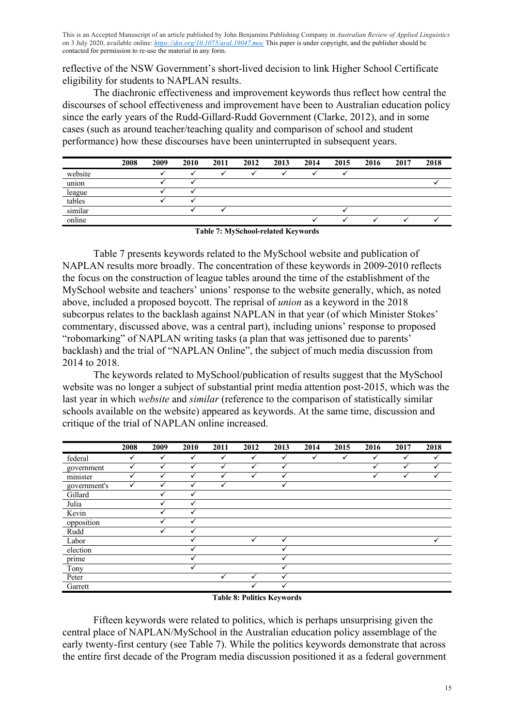reflective of the NSW Government's short-lived decision to link Higher School Certificate eligibility for students to NAPLAN results.

The diachronic effectiveness and improvement keywords thus reflect how central the discourses of school effectiveness and improvement have been to Australian education policy since the early years of the Rudd-Gillard-Rudd Government (Clarke, 2012), and in some cases (such as around teacher/teaching quality and comparison of school and student performance) how these discourses have been uninterrupted in subsequent years.

| | 2008 | 2009 | 2010 | 2011 | 2012 | 2013 | 2014 | 2015 | 2016 | 2017 | 2018 |
|---|---|---|---|---|---|---|---|---|---|---|---|
| website | | ✓ | ✓ | ✓ | ✓ | ✓ | ✓ | ✓ | | | |
| union | | ✓ | ✓ | | | | | | | | ✓ |
| league | | ✓ | ✓ | | | | | | | | |
| tables | | ✓ | ✓ | | | | | | | | |
| similar | | | ✓ | ✓ | | | | ✓ | | | |
| online | | | | | | | ✓ | ✓ | ✓ | ✓ | ✓ |

**Table 7: MySchool-related Keywords**

Table 7 presents keywords related to the MySchool website and publication of NAPLAN results more broadly. The concentration of these keywords in 2009-2010 reflects the focus on the construction of league tables around the time of the establishment of the MySchool website and teachers' unions' response to the website generally, which, as noted above, included a proposed boycott. The reprisal of *union* as a keyword in the 2018 subcorpus relates to the backlash against NAPLAN in that year (of which Minister Stokes' commentary, discussed above, was a central part), including unions' response to proposed "robomarking" of NAPLAN writing tasks (a plan that was jettisoned due to parents' backlash) and the trial of "NAPLAN Online", the subject of much media discussion from 2014 to 2018.

The keywords related to MySchool/publication of results suggest that the MySchool website was no longer a subject of substantial print media attention post-2015, which was the last year in which *website* and *similar* (reference to the comparison of statistically similar schools available on the website) appeared as keywords. At the same time, discussion and critique of the trial of NAPLAN online increased.

| | 2008 | 2009 | 2010 | 2011 | 2012 | 2013 | 2014 | 2015 | 2016 | 2017 | 2018 |
|---|---|---|---|---|---|---|---|---|---|---|---|
| federal | ✓ | ✓ | ✓ | ✓ | ✓ | ✓ | ✓ | ✓ | ✓ | ✓ | ✓ |
| government | ✓ | ✓ | ✓ | ✓ | ✓ | ✓ | | | ✓ | ✓ | ✓ |
| minister | ✓ | ✓ | ✓ | ✓ | ✓ | ✓ | | | ✓ | ✓ | ✓ |
| government's | ✓ | ✓ | ✓ | ✓ | | ✓ | | | | | |
| Gillard | | ✓ | ✓ | | | | | | | | |
| Julia | | ✓ | ✓ | | | | | | | | |
| Kevin | | ✓ | ✓ | | | | | | | | |
| opposition | | ✓ | ✓ | | | | | | | | |
| Rudd | | ✓ | ✓ | | | | | | | | |
| Labor | | | ✓ | | ✓ | ✓ | | | | | ✓ |
| election | | | ✓ | | | ✓ | | | | | |
| prime | | | ✓ | | | ✓ | | | | | |
| Tony | | | ✓ | | | ✓ | | | | | |
| Peter | | | | ✓ | ✓ | ✓ | | | | | |
| Garrett | | | | | ✓ | ✓ | | | | | |

**Table 8: Politics Keywords**

Fifteen keywords were related to politics, which is perhaps unsurprising given the central place of NAPLAN/MySchool in the Australian education policy assemblage of the early twenty-first century (see Table 7). While the politics keywords demonstrate that across the entire first decade of the Program media discussion positioned it as a federal government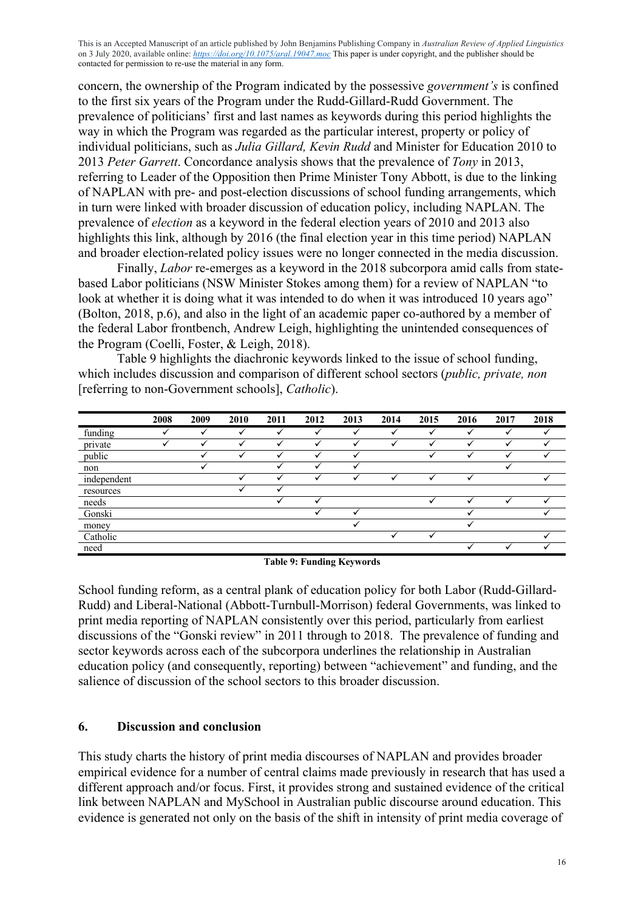concern, the ownership of the Program indicated by the possessive *government's* is confined to the first six years of the Program under the Rudd-Gillard-Rudd Government. The prevalence of politicians' first and last names as keywords during this period highlights the way in which the Program was regarded as the particular interest, property or policy of individual politicians, such as *Julia Gillard, Kevin Rudd* and Minister for Education 2010 to 2013 *Peter Garrett*. Concordance analysis shows that the prevalence of *Tony* in 2013, referring to Leader of the Opposition then Prime Minister Tony Abbott, is due to the linking of NAPLAN with pre- and post-election discussions of school funding arrangements, which in turn were linked with broader discussion of education policy, including NAPLAN. The prevalence of *election* as a keyword in the federal election years of 2010 and 2013 also highlights this link, although by 2016 (the final election year in this time period) NAPLAN and broader election-related policy issues were no longer connected in the media discussion.

Finally, *Labor* re-emerges as a keyword in the 2018 subcorpora amid calls from state-based Labor politicians (NSW Minister Stokes among them) for a review of NAPLAN "to look at whether it is doing what it was intended to do when it was introduced 10 years ago" (Bolton, 2018, p.6), and also in the light of an academic paper co-authored by a member of the federal Labor frontbench, Andrew Leigh, highlighting the unintended consequences of the Program (Coelli, Foster, & Leigh, 2018).

Table 9 highlights the diachronic keywords linked to the issue of school funding, which includes discussion and comparison of different school sectors (*public, private, non* [referring to non-Government schools], *Catholic*).

| | 2008 | 2009 | 2010 | 2011 | 2012 | 2013 | 2014 | 2015 | 2016 | 2017 | 2018 |
|---|---|---|---|---|---|---|---|---|---|---|---|
| funding | ✓ | ✓ | ✓ | ✓ | ✓ | ✓ | ✓ | ✓ | ✓ | ✓ | ✓ |
| private | ✓ | ✓ | ✓ | ✓ | ✓ | ✓ | ✓ | ✓ | ✓ | ✓ | ✓ |
| public | | ✓ | ✓ | ✓ | ✓ | ✓ | | ✓ | ✓ | ✓ | ✓ |
| non | | ✓ | | ✓ | ✓ | ✓ | | | | ✓ | |
| independent | | | ✓ | ✓ | ✓ | ✓ | ✓ | ✓ | ✓ | | ✓ |
| resources | | | ✓ | ✓ | | | | | | | |
| needs | | | | ✓ | ✓ | | | ✓ | ✓ | ✓ | ✓ |
| Gonski | | | | | ✓ | ✓ | | | ✓ | | ✓ |
| money | | | | | | ✓ | | | ✓ | | |
| Catholic | | | | | | | ✓ | ✓ | | | ✓ |
| need | | | | | | | | | ✓ | ✓ | ✓ |

**Table 9: Funding Keywords**

School funding reform, as a central plank of education policy for both Labor (Rudd-Gillard-Rudd) and Liberal-National (Abbott-Turnbull-Morrison) federal Governments, was linked to print media reporting of NAPLAN consistently over this period, particularly from earliest discussions of the "Gonski review" in 2011 through to 2018. The prevalence of funding and sector keywords across each of the subcorpora underlines the relationship in Australian education policy (and consequently, reporting) between "achievement" and funding, and the salience of discussion of the school sectors to this broader discussion.

## 6. Discussion and conclusion

This study charts the history of print media discourses of NAPLAN and provides broader empirical evidence for a number of central claims made previously in research that has used a different approach and/or focus. First, it provides strong and sustained evidence of the critical link between NAPLAN and MySchool in Australian public discourse around education. This evidence is generated not only on the basis of the shift in intensity of print media coverage of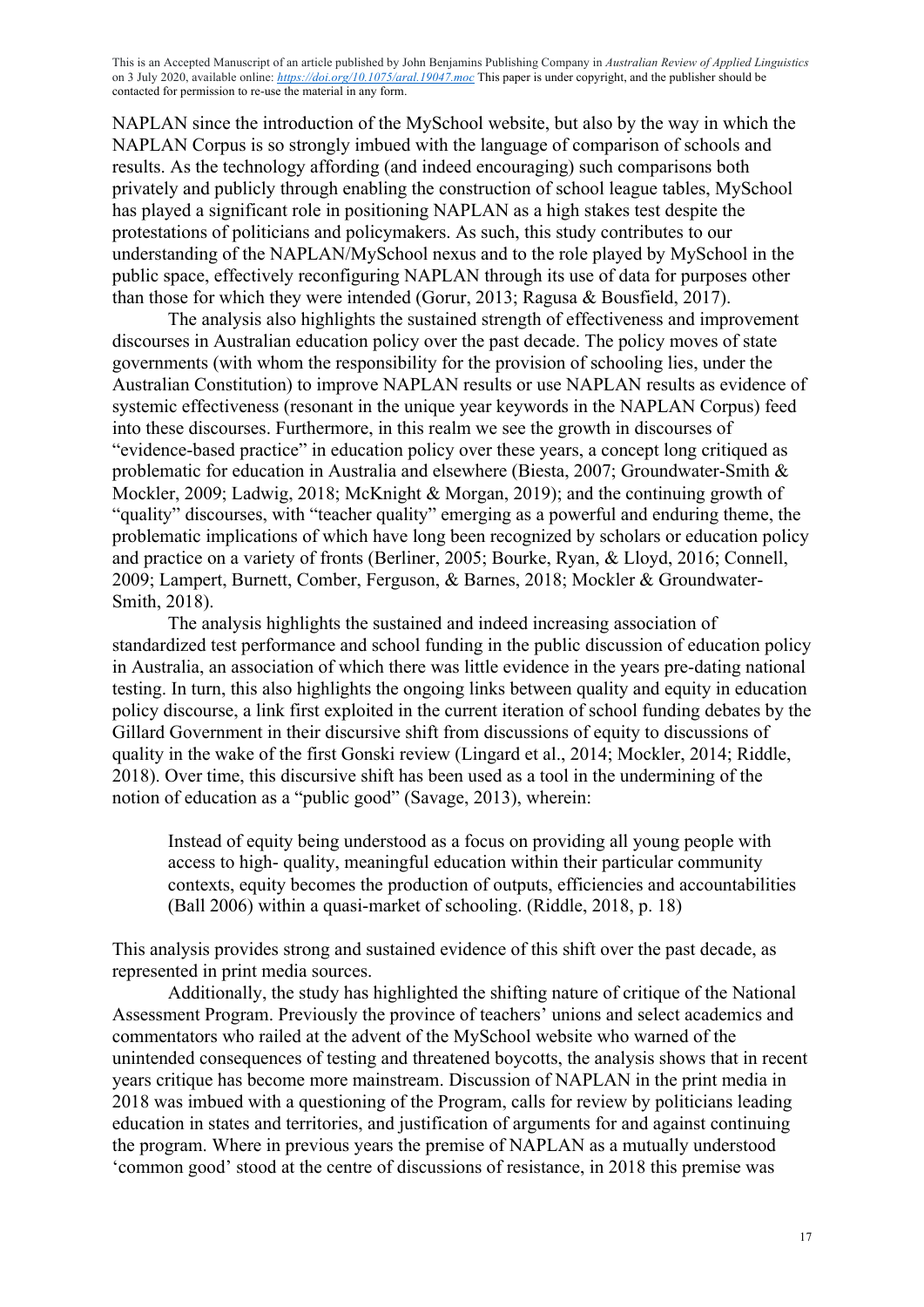NAPLAN since the introduction of the MySchool website, but also by the way in which the NAPLAN Corpus is so strongly imbued with the language of comparison of schools and results. As the technology affording (and indeed encouraging) such comparisons both privately and publicly through enabling the construction of school league tables, MySchool has played a significant role in positioning NAPLAN as a high stakes test despite the protestations of politicians and policymakers. As such, this study contributes to our understanding of the NAPLAN/MySchool nexus and to the role played by MySchool in the public space, effectively reconfiguring NAPLAN through its use of data for purposes other than those for which they were intended (Gorur, 2013; Ragusa & Bousfield, 2017).

The analysis also highlights the sustained strength of effectiveness and improvement discourses in Australian education policy over the past decade. The policy moves of state governments (with whom the responsibility for the provision of schooling lies, under the Australian Constitution) to improve NAPLAN results or use NAPLAN results as evidence of systemic effectiveness (resonant in the unique year keywords in the NAPLAN Corpus) feed into these discourses. Furthermore, in this realm we see the growth in discourses of "evidence-based practice" in education policy over these years, a concept long critiqued as problematic for education in Australia and elsewhere (Biesta, 2007; Groundwater-Smith & Mockler, 2009; Ladwig, 2018; McKnight & Morgan, 2019); and the continuing growth of "quality" discourses, with "teacher quality" emerging as a powerful and enduring theme, the problematic implications of which have long been recognized by scholars or education policy and practice on a variety of fronts (Berliner, 2005; Bourke, Ryan, & Lloyd, 2016; Connell, 2009; Lampert, Burnett, Comber, Ferguson, & Barnes, 2018; Mockler & Groundwater-Smith, 2018).

The analysis highlights the sustained and indeed increasing association of standardized test performance and school funding in the public discussion of education policy in Australia, an association of which there was little evidence in the years pre-dating national testing. In turn, this also highlights the ongoing links between quality and equity in education policy discourse, a link first exploited in the current iteration of school funding debates by the Gillard Government in their discursive shift from discussions of equity to discussions of quality in the wake of the first Gonski review (Lingard et al., 2014; Mockler, 2014; Riddle, 2018). Over time, this discursive shift has been used as a tool in the undermining of the notion of education as a "public good" (Savage, 2013), wherein:

> Instead of equity being understood as a focus on providing all young people with access to high- quality, meaningful education within their particular community contexts, equity becomes the production of outputs, efficiencies and accountabilities (Ball 2006) within a quasi-market of schooling. (Riddle, 2018, p. 18)

This analysis provides strong and sustained evidence of this shift over the past decade, as represented in print media sources.

Additionally, the study has highlighted the shifting nature of critique of the National Assessment Program. Previously the province of teachers' unions and select academics and commentators who railed at the advent of the MySchool website who warned of the unintended consequences of testing and threatened boycotts, the analysis shows that in recent years critique has become more mainstream. Discussion of NAPLAN in the print media in 2018 was imbued with a questioning of the Program, calls for review by politicians leading education in states and territories, and justification of arguments for and against continuing the program. Where in previous years the premise of NAPLAN as a mutually understood 'common good' stood at the centre of discussions of resistance, in 2018 this premise was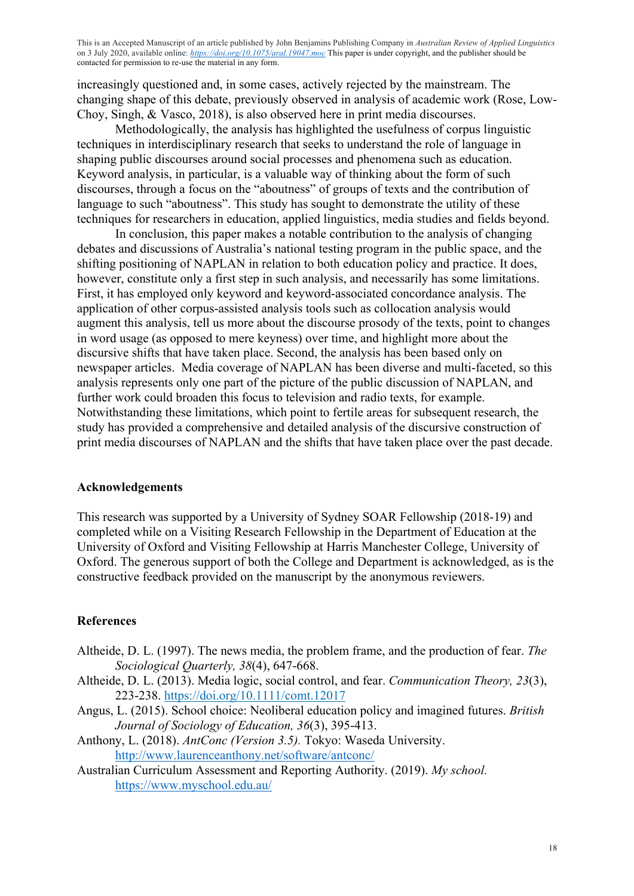increasingly questioned and, in some cases, actively rejected by the mainstream. The changing shape of this debate, previously observed in analysis of academic work (Rose, Low-Choy, Singh, & Vasco, 2018), is also observed here in print media discourses.

Methodologically, the analysis has highlighted the usefulness of corpus linguistic techniques in interdisciplinary research that seeks to understand the role of language in shaping public discourses around social processes and phenomena such as education. Keyword analysis, in particular, is a valuable way of thinking about the form of such discourses, through a focus on the "aboutness" of groups of texts and the contribution of language to such "aboutness". This study has sought to demonstrate the utility of these techniques for researchers in education, applied linguistics, media studies and fields beyond.

In conclusion, this paper makes a notable contribution to the analysis of changing debates and discussions of Australia's national testing program in the public space, and the shifting positioning of NAPLAN in relation to both education policy and practice. It does, however, constitute only a first step in such analysis, and necessarily has some limitations. First, it has employed only keyword and keyword-associated concordance analysis. The application of other corpus-assisted analysis tools such as collocation analysis would augment this analysis, tell us more about the discourse prosody of the texts, point to changes in word usage (as opposed to mere keyness) over time, and highlight more about the discursive shifts that have taken place. Second, the analysis has been based only on newspaper articles. Media coverage of NAPLAN has been diverse and multi-faceted, so this analysis represents only one part of the picture of the public discussion of NAPLAN, and further work could broaden this focus to television and radio texts, for example. Notwithstanding these limitations, which point to fertile areas for subsequent research, the study has provided a comprehensive and detailed analysis of the discursive construction of print media discourses of NAPLAN and the shifts that have taken place over the past decade.

## Acknowledgements

This research was supported by a University of Sydney SOAR Fellowship (2018-19) and completed while on a Visiting Research Fellowship in the Department of Education at the University of Oxford and Visiting Fellowship at Harris Manchester College, University of Oxford. The generous support of both the College and Department is acknowledged, as is the constructive feedback provided on the manuscript by the anonymous reviewers.

## References

Altheide, D. L. (1997). The news media, the problem frame, and the production of fear. *The Sociological Quarterly, 38*(4), 647-668.

Altheide, D. L. (2013). Media logic, social control, and fear. *Communication Theory, 23*(3), 223-238. https://doi.org/10.1111/comt.12017

Angus, L. (2015). School choice: Neoliberal education policy and imagined futures. *British Journal of Sociology of Education, 36*(3), 395-413.

Anthony, L. (2018). *AntConc (Version 3.5).* Tokyo: Waseda University. http://www.laurenceanthony.net/software/antconc/

Australian Curriculum Assessment and Reporting Authority. (2019). *My school.* https://www.myschool.edu.au/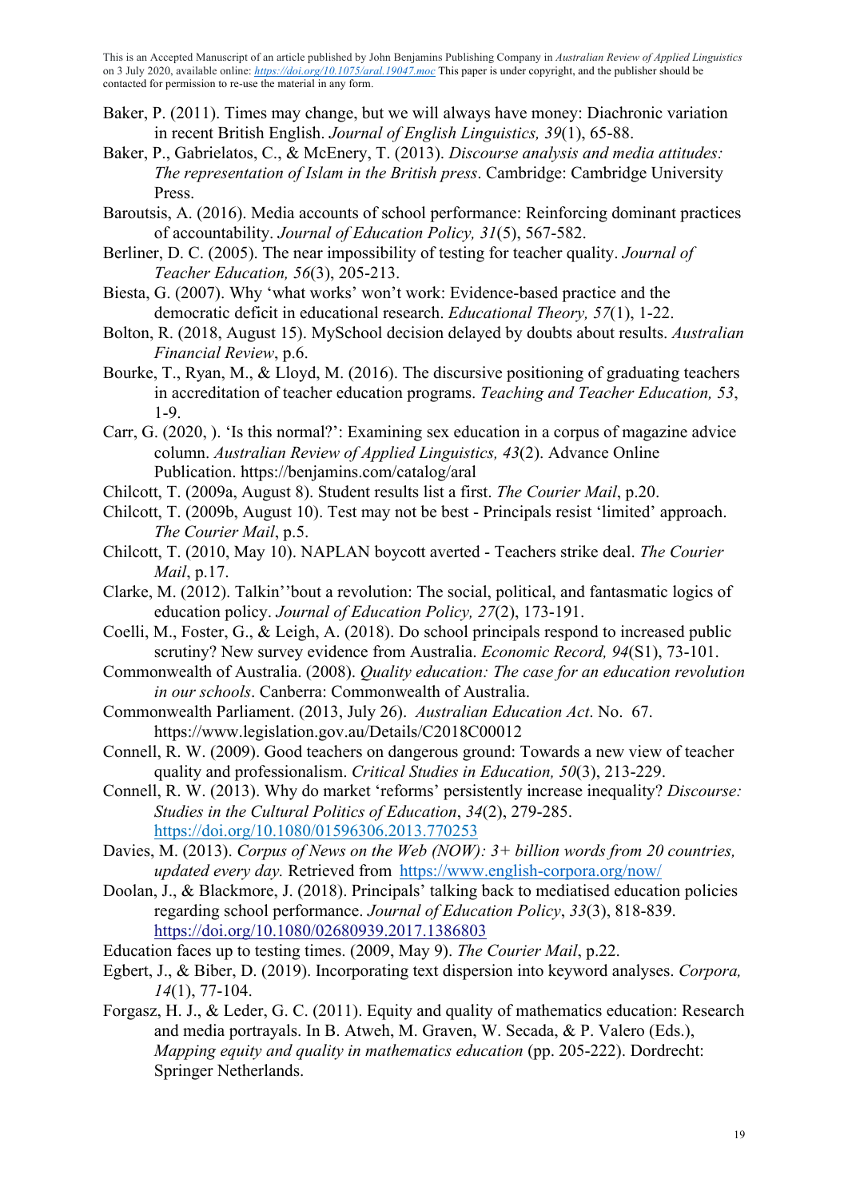This is an Accepted Manuscript of an article published by John Benjamins Publishing Company in *Australian Review of Applied Linguistics* on 3 July 2020, available online: *https://doi.org/10.1075/aral.19047.moc* This paper is under copyright, and the publisher should be contacted for permission to re-use the material in any form.

Baker, P. (2011). Times may change, but we will always have money: Diachronic variation in recent British English. *Journal of English Linguistics, 39*(1), 65-88.

Baker, P., Gabrielatos, C., & McEnery, T. (2013). *Discourse analysis and media attitudes: The representation of Islam in the British press*. Cambridge: Cambridge University Press.

Baroutsis, A. (2016). Media accounts of school performance: Reinforcing dominant practices of accountability. *Journal of Education Policy, 31*(5), 567-582.

Berliner, D. C. (2005). The near impossibility of testing for teacher quality. *Journal of Teacher Education, 56*(3), 205-213.

Biesta, G. (2007). Why 'what works' won't work: Evidence-based practice and the democratic deficit in educational research. *Educational Theory, 57*(1), 1-22.

Bolton, R. (2018, August 15). MySchool decision delayed by doubts about results. *Australian Financial Review*, p.6.

Bourke, T., Ryan, M., & Lloyd, M. (2016). The discursive positioning of graduating teachers in accreditation of teacher education programs. *Teaching and Teacher Education, 53*, 1-9.

Carr, G. (2020, ). 'Is this normal?': Examining sex education in a corpus of magazine advice column. *Australian Review of Applied Linguistics, 43*(2). Advance Online Publication. https://benjamins.com/catalog/aral

Chilcott, T. (2009a, August 8). Student results list a first. *The Courier Mail*, p.20.

Chilcott, T. (2009b, August 10). Test may not be best - Principals resist 'limited' approach. *The Courier Mail*, p.5.

Chilcott, T. (2010, May 10). NAPLAN boycott averted - Teachers strike deal. *The Courier Mail*, p.17.

Clarke, M. (2012). Talkin''bout a revolution: The social, political, and fantasmatic logics of education policy. *Journal of Education Policy, 27*(2), 173-191.

Coelli, M., Foster, G., & Leigh, A. (2018). Do school principals respond to increased public scrutiny? New survey evidence from Australia. *Economic Record, 94*(S1), 73-101.

Commonwealth of Australia. (2008). *Quality education: The case for an education revolution in our schools*. Canberra: Commonwealth of Australia.

Commonwealth Parliament. (2013, July 26). *Australian Education Act*. No. 67. https://www.legislation.gov.au/Details/C2018C00012

Connell, R. W. (2009). Good teachers on dangerous ground: Towards a new view of teacher quality and professionalism. *Critical Studies in Education, 50*(3), 213-229.

Connell, R. W. (2013). Why do market 'reforms' persistently increase inequality? *Discourse: Studies in the Cultural Politics of Education*, *34*(2), 279-285. https://doi.org/10.1080/01596306.2013.770253

Davies, M. (2013). *Corpus of News on the Web (NOW): 3+ billion words from 20 countries, updated every day.* Retrieved from https://www.english-corpora.org/now/

Doolan, J., & Blackmore, J. (2018). Principals' talking back to mediatised education policies regarding school performance. *Journal of Education Policy*, *33*(3), 818-839. https://doi.org/10.1080/02680939.2017.1386803

Education faces up to testing times. (2009, May 9). *The Courier Mail*, p.22.

Egbert, J., & Biber, D. (2019). Incorporating text dispersion into keyword analyses. *Corpora, 14*(1), 77-104.

Forgasz, H. J., & Leder, G. C. (2011). Equity and quality of mathematics education: Research and media portrayals. In B. Atweh, M. Graven, W. Secada, & P. Valero (Eds.), *Mapping equity and quality in mathematics education* (pp. 205-222). Dordrecht: Springer Netherlands.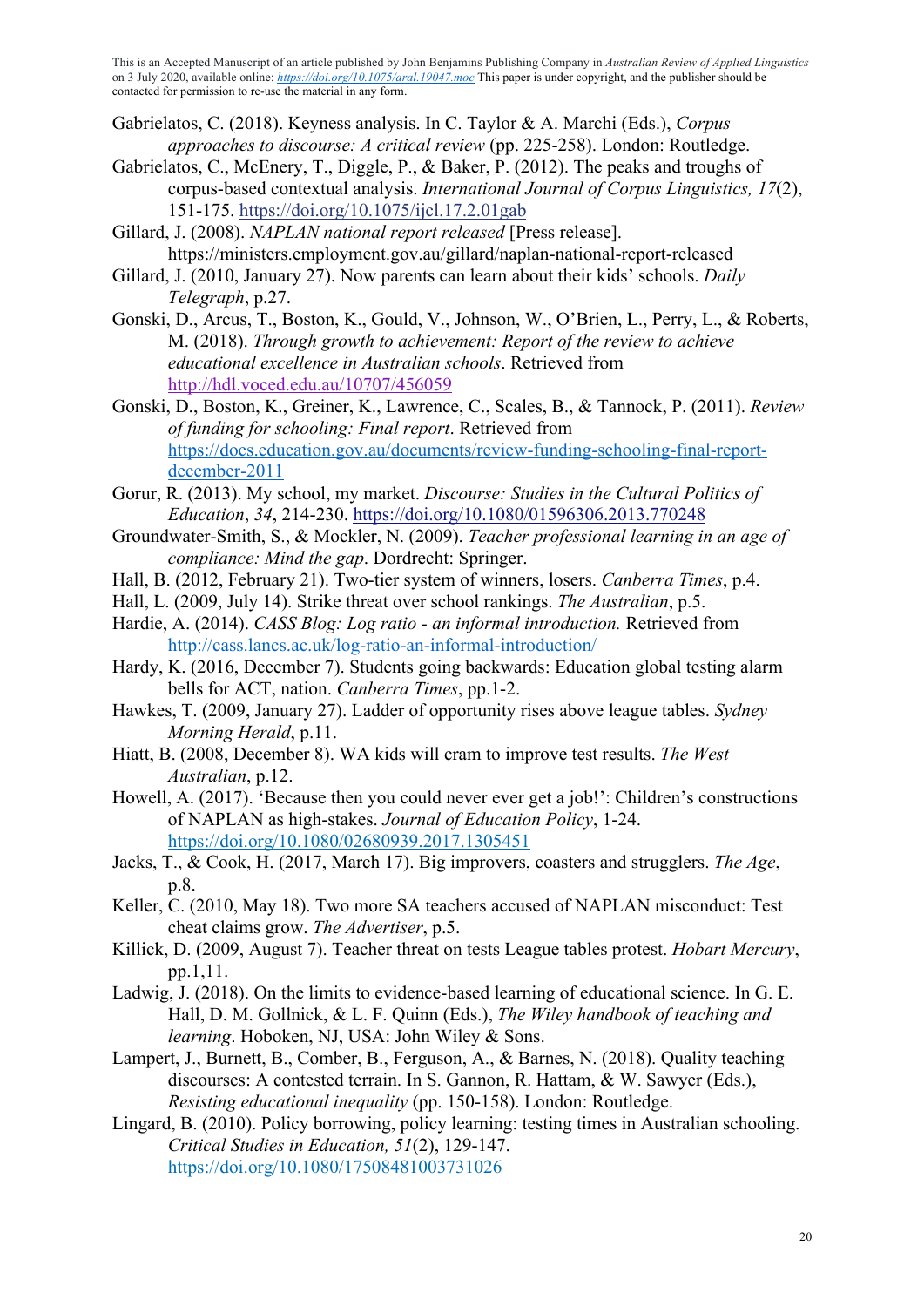Gabrielatos, C. (2018). Keyness analysis. In C. Taylor & A. Marchi (Eds.), *Corpus approaches to discourse: A critical review* (pp. 225-258). London: Routledge.

Gabrielatos, C., McEnery, T., Diggle, P., & Baker, P. (2012). The peaks and troughs of corpus-based contextual analysis. *International Journal of Corpus Linguistics, 17*(2), 151-175. https://doi.org/10.1075/ijcl.17.2.01gab

Gillard, J. (2008). *NAPLAN national report released* [Press release]. https://ministers.employment.gov.au/gillard/naplan-national-report-released

Gillard, J. (2010, January 27). Now parents can learn about their kids' schools. *Daily Telegraph*, p.27.

Gonski, D., Arcus, T., Boston, K., Gould, V., Johnson, W., O'Brien, L., Perry, L., & Roberts, M. (2018). *Through growth to achievement: Report of the review to achieve educational excellence in Australian schools*. Retrieved from http://hdl.voced.edu.au/10707/456059

Gonski, D., Boston, K., Greiner, K., Lawrence, C., Scales, B., & Tannock, P. (2011). *Review of funding for schooling: Final report*. Retrieved from https://docs.education.gov.au/documents/review-funding-schooling-final-report-december-2011

Gorur, R. (2013). My school, my market. *Discourse: Studies in the Cultural Politics of Education*, *34*, 214-230. https://doi.org/10.1080/01596306.2013.770248

Groundwater-Smith, S., & Mockler, N. (2009). *Teacher professional learning in an age of compliance: Mind the gap*. Dordrecht: Springer.

Hall, B. (2012, February 21). Two-tier system of winners, losers. *Canberra Times*, p.4.

Hall, L. (2009, July 14). Strike threat over school rankings. *The Australian*, p.5.

Hardie, A. (2014). *CASS Blog: Log ratio - an informal introduction.* Retrieved from http://cass.lancs.ac.uk/log-ratio-an-informal-introduction/

Hardy, K. (2016, December 7). Students going backwards: Education global testing alarm bells for ACT, nation. *Canberra Times*, pp.1-2.

Hawkes, T. (2009, January 27). Ladder of opportunity rises above league tables. *Sydney Morning Herald*, p.11.

Hiatt, B. (2008, December 8). WA kids will cram to improve test results. *The West Australian*, p.12.

Howell, A. (2017). 'Because then you could never ever get a job!': Children's constructions of NAPLAN as high-stakes. *Journal of Education Policy*, 1-24. https://doi.org/10.1080/02680939.2017.1305451

Jacks, T., & Cook, H. (2017, March 17). Big improvers, coasters and strugglers. *The Age*, p.8.

Keller, C. (2010, May 18). Two more SA teachers accused of NAPLAN misconduct: Test cheat claims grow. *The Advertiser*, p.5.

Killick, D. (2009, August 7). Teacher threat on tests League tables protest. *Hobart Mercury*, pp.1,11.

Ladwig, J. (2018). On the limits to evidence-based learning of educational science. In G. E. Hall, D. M. Gollnick, & L. F. Quinn (Eds.), *The Wiley handbook of teaching and learning*. Hoboken, NJ, USA: John Wiley & Sons.

Lampert, J., Burnett, B., Comber, B., Ferguson, A., & Barnes, N. (2018). Quality teaching discourses: A contested terrain. In S. Gannon, R. Hattam, & W. Sawyer (Eds.), *Resisting educational inequality* (pp. 150-158). London: Routledge.

Lingard, B. (2010). Policy borrowing, policy learning: testing times in Australian schooling. *Critical Studies in Education, 51*(2), 129-147. https://doi.org/10.1080/17508481003731026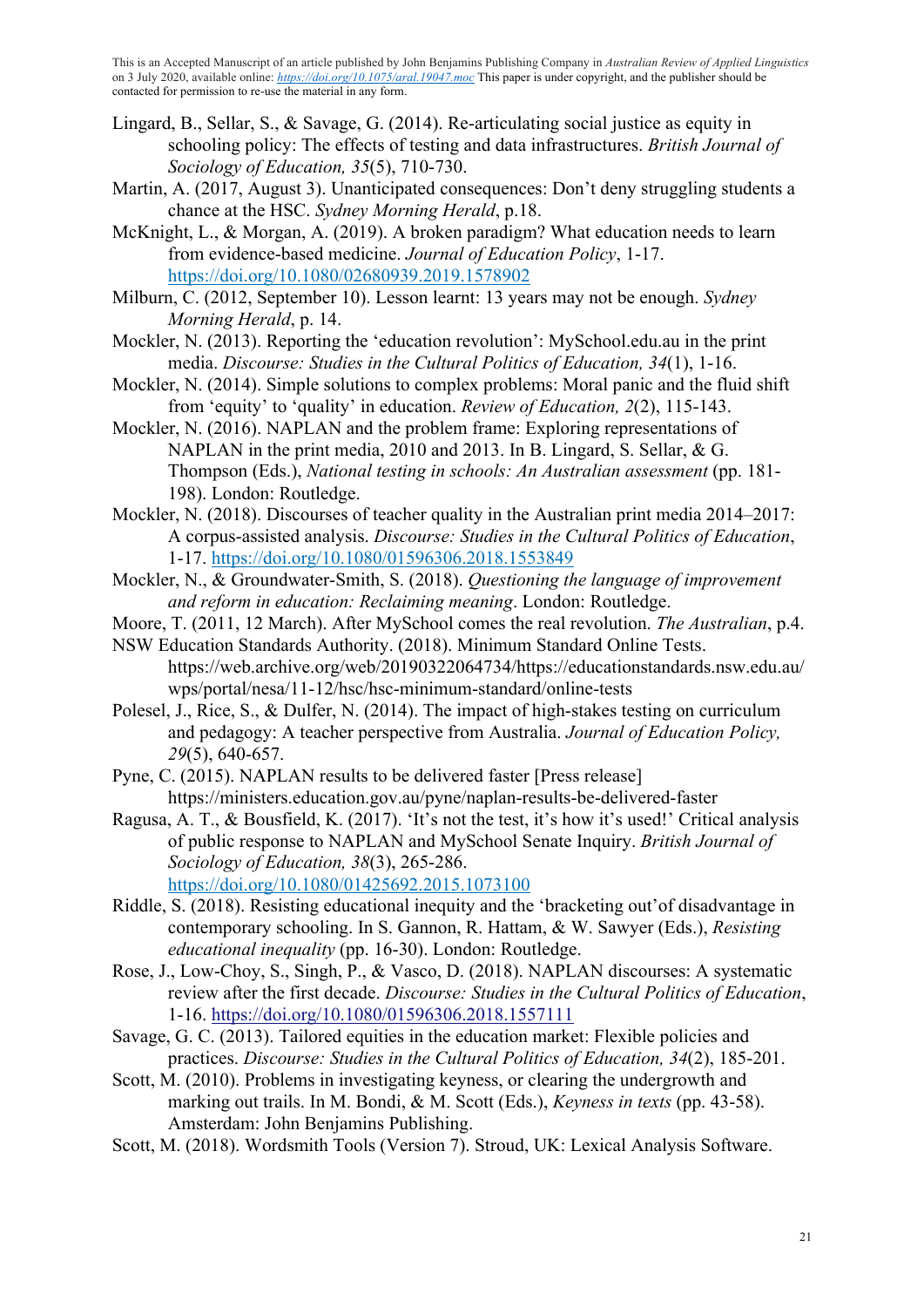Lingard, B., Sellar, S., & Savage, G. (2014). Re-articulating social justice as equity in schooling policy: The effects of testing and data infrastructures. *British Journal of Sociology of Education, 35*(5), 710-730.

Martin, A. (2017, August 3). Unanticipated consequences: Don't deny struggling students a chance at the HSC. *Sydney Morning Herald*, p.18.

McKnight, L., & Morgan, A. (2019). A broken paradigm? What education needs to learn from evidence-based medicine. *Journal of Education Policy*, 1-17. https://doi.org/10.1080/02680939.2019.1578902

Milburn, C. (2012, September 10). Lesson learnt: 13 years may not be enough. *Sydney Morning Herald*, p. 14.

Mockler, N. (2013). Reporting the 'education revolution': MySchool.edu.au in the print media. *Discourse: Studies in the Cultural Politics of Education, 34*(1), 1-16.

Mockler, N. (2014). Simple solutions to complex problems: Moral panic and the fluid shift from 'equity' to 'quality' in education. *Review of Education, 2*(2), 115-143.

Mockler, N. (2016). NAPLAN and the problem frame: Exploring representations of NAPLAN in the print media, 2010 and 2013. In B. Lingard, S. Sellar, & G. Thompson (Eds.), *National testing in schools: An Australian assessment* (pp. 181-198). London: Routledge.

Mockler, N. (2018). Discourses of teacher quality in the Australian print media 2014–2017: A corpus-assisted analysis. *Discourse: Studies in the Cultural Politics of Education*, 1-17. https://doi.org/10.1080/01596306.2018.1553849

Mockler, N., & Groundwater-Smith, S. (2018). *Questioning the language of improvement and reform in education: Reclaiming meaning*. London: Routledge.

Moore, T. (2011, 12 March). After MySchool comes the real revolution. *The Australian*, p.4.

NSW Education Standards Authority. (2018). Minimum Standard Online Tests. https://web.archive.org/web/20190322064734/https://educationstandards.nsw.edu.au/wps/portal/nesa/11-12/hsc/hsc-minimum-standard/online-tests

Polesel, J., Rice, S., & Dulfer, N. (2014). The impact of high-stakes testing on curriculum and pedagogy: A teacher perspective from Australia. *Journal of Education Policy, 29*(5), 640-657.

Pyne, C. (2015). NAPLAN results to be delivered faster [Press release] https://ministers.education.gov.au/pyne/naplan-results-be-delivered-faster

Ragusa, A. T., & Bousfield, K. (2017). 'It's not the test, it's how it's used!' Critical analysis of public response to NAPLAN and MySchool Senate Inquiry. *British Journal of Sociology of Education, 38*(3), 265-286. https://doi.org/10.1080/01425692.2015.1073100

Riddle, S. (2018). Resisting educational inequity and the 'bracketing out'of disadvantage in contemporary schooling. In S. Gannon, R. Hattam, & W. Sawyer (Eds.), *Resisting educational inequality* (pp. 16-30). London: Routledge.

Rose, J., Low-Choy, S., Singh, P., & Vasco, D. (2018). NAPLAN discourses: A systematic review after the first decade. *Discourse: Studies in the Cultural Politics of Education*, 1-16. https://doi.org/10.1080/01596306.2018.1557111

Savage, G. C. (2013). Tailored equities in the education market: Flexible policies and practices. *Discourse: Studies in the Cultural Politics of Education, 34*(2), 185-201.

Scott, M. (2010). Problems in investigating keyness, or clearing the undergrowth and marking out trails. In M. Bondi, & M. Scott (Eds.), *Keyness in texts* (pp. 43-58). Amsterdam: John Benjamins Publishing.

Scott, M. (2018). Wordsmith Tools (Version 7). Stroud, UK: Lexical Analysis Software.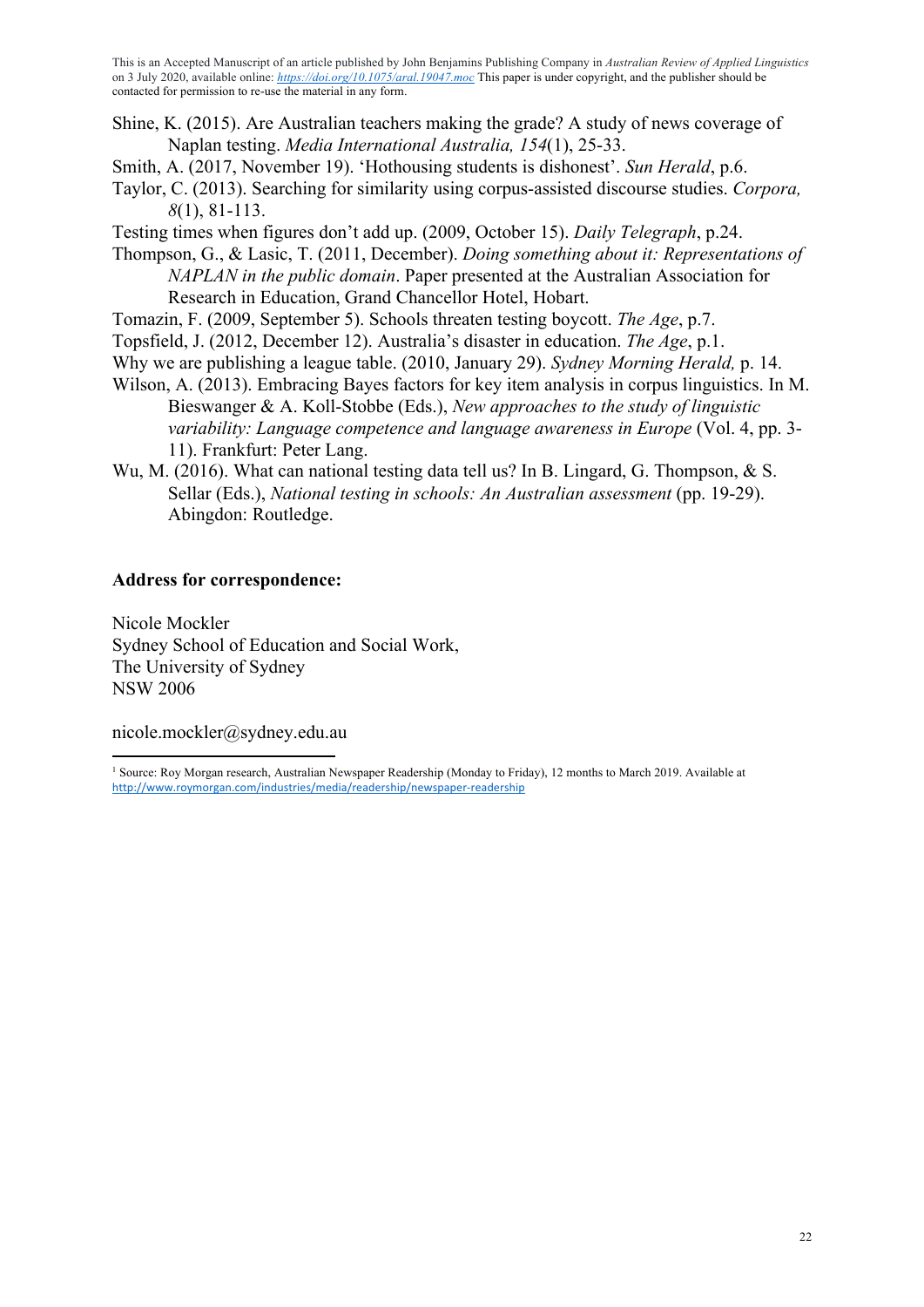Shine, K. (2015). Are Australian teachers making the grade? A study of news coverage of Naplan testing. *Media International Australia, 154*(1), 25-33.

Smith, A. (2017, November 19). 'Hothousing students is dishonest'. *Sun Herald*, p.6.

Taylor, C. (2013). Searching for similarity using corpus-assisted discourse studies. *Corpora, 8*(1), 81-113.

Testing times when figures don't add up. (2009, October 15). *Daily Telegraph*, p.24.

Thompson, G., & Lasic, T. (2011, December). *Doing something about it: Representations of NAPLAN in the public domain*. Paper presented at the Australian Association for Research in Education, Grand Chancellor Hotel, Hobart.

Tomazin, F. (2009, September 5). Schools threaten testing boycott. *The Age*, p.7.

Topsfield, J. (2012, December 12). Australia's disaster in education. *The Age*, p.1.

Why we are publishing a league table. (2010, January 29). *Sydney Morning Herald,* p. 14.

Wilson, A. (2013). Embracing Bayes factors for key item analysis in corpus linguistics. In M. Bieswanger & A. Koll-Stobbe (Eds.), *New approaches to the study of linguistic variability: Language competence and language awareness in Europe* (Vol. 4, pp. 3-11). Frankfurt: Peter Lang.

Wu, M. (2016). What can national testing data tell us? In B. Lingard, G. Thompson, & S. Sellar (Eds.), *National testing in schools: An Australian assessment* (pp. 19-29). Abingdon: Routledge.

**Address for correspondence:**

Nicole Mockler
Sydney School of Education and Social Work,
The University of Sydney
NSW 2006

nicole.mockler@sydney.edu.au

[1] Source: Roy Morgan research, Australian Newspaper Readership (Monday to Friday), 12 months to March 2019. Available at http://www.roymorgan.com/industries/media/readership/newspaper-readership